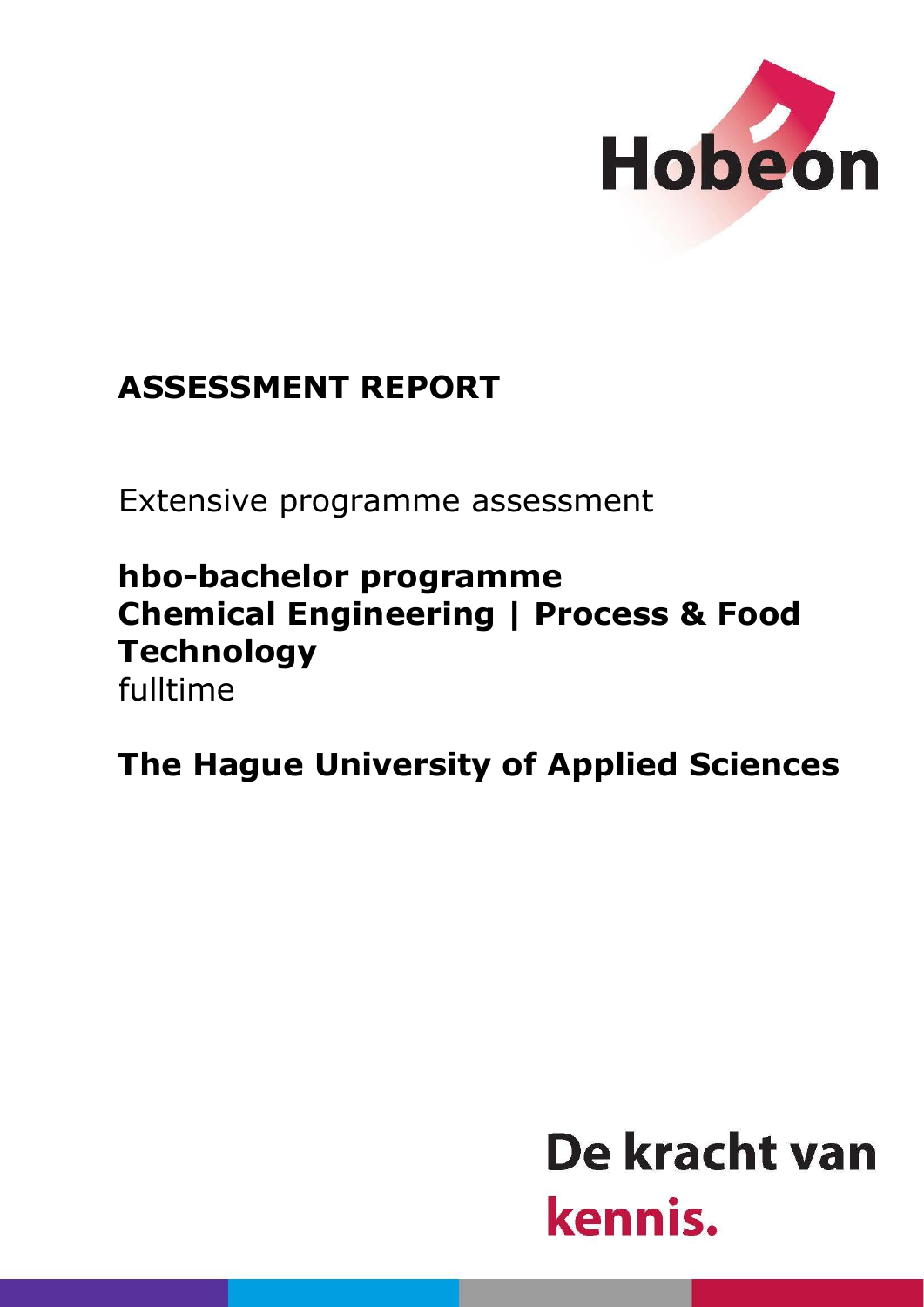Hobeon

# ASSESSMENT REPORT

Extensive programme assessment

**hbo-bachelor programme**
**Chemical Engineering | Process & Food Technology**
fulltime

**The Hague University of Applied Sciences**

De kracht van
kennis.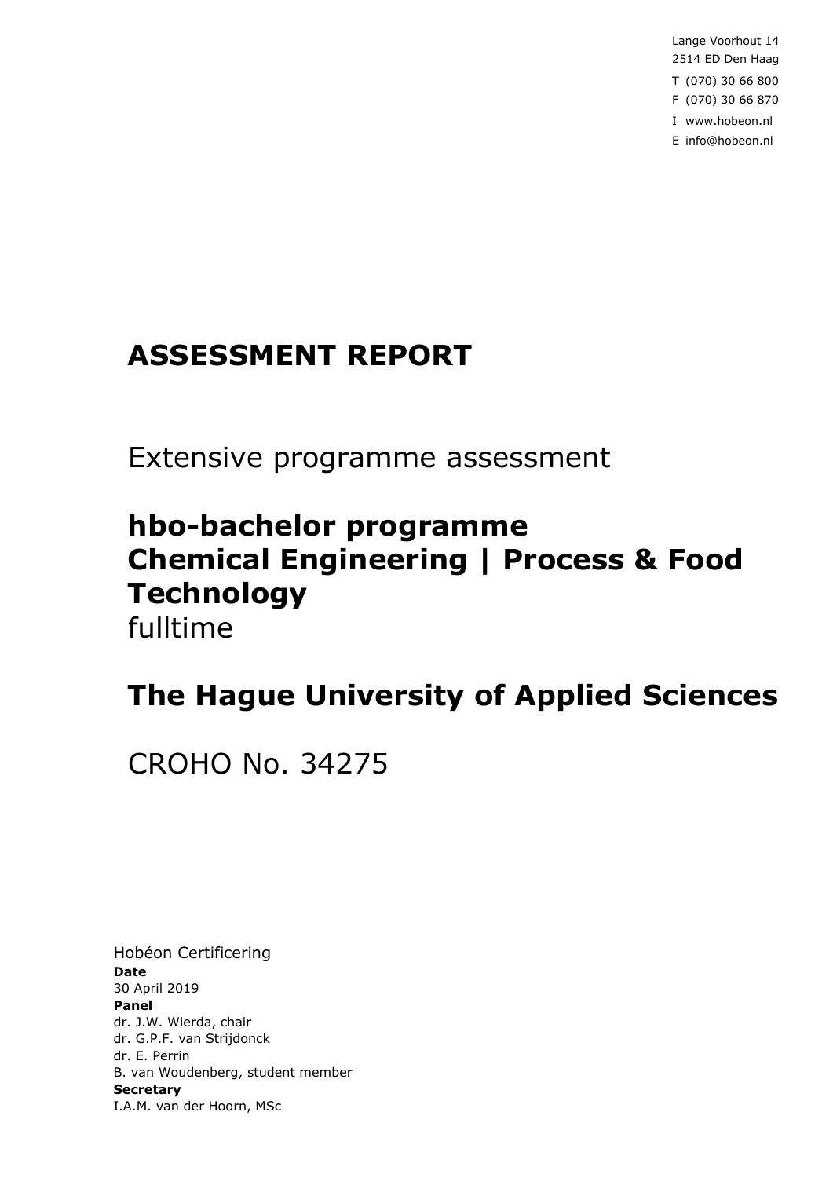Lange Voorhout 14
2514 ED Den Haag
T (070) 30 66 800
F (070) 30 66 870
I www.hobeon.nl
E info@hobeon.nl

# ASSESSMENT REPORT

Extensive programme assessment

## hbo-bachelor programme Chemical Engineering | Process & Food Technology

fulltime

## The Hague University of Applied Sciences

CROHO No. 34275

Hobéon Certificering
**Date**
30 April 2019
**Panel**
dr. J.W. Wierda, chair
dr. G.P.F. van Strijdonck
dr. E. Perrin
B. van Woudenberg, student member
**Secretary**
I.A.M. van der Hoorn, MSc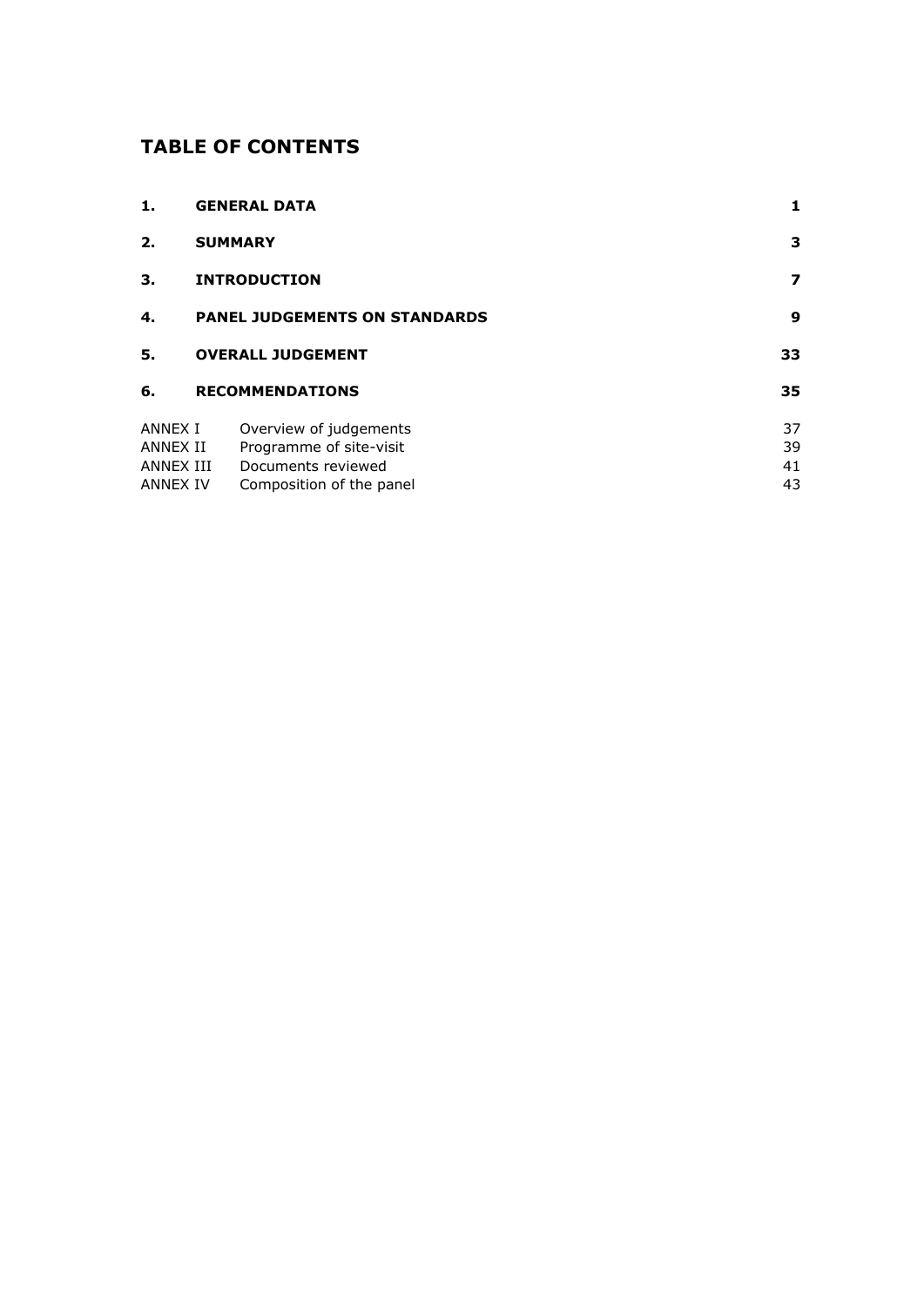## TABLE OF CONTENTS

| | | |
|---|---|---|
| **1.** | **GENERAL DATA** | **1** |
| **2.** | **SUMMARY** | **3** |
| **3.** | **INTRODUCTION** | **7** |
| **4.** | **PANEL JUDGEMENTS ON STANDARDS** | **9** |
| **5.** | **OVERALL JUDGEMENT** | **33** |
| **6.** | **RECOMMENDATIONS** | **35** |
| ANNEX I | Overview of judgements | 37 |
| ANNEX II | Programme of site-visit | 39 |
| ANNEX III | Documents reviewed | 41 |
| ANNEX IV | Composition of the panel | 43 |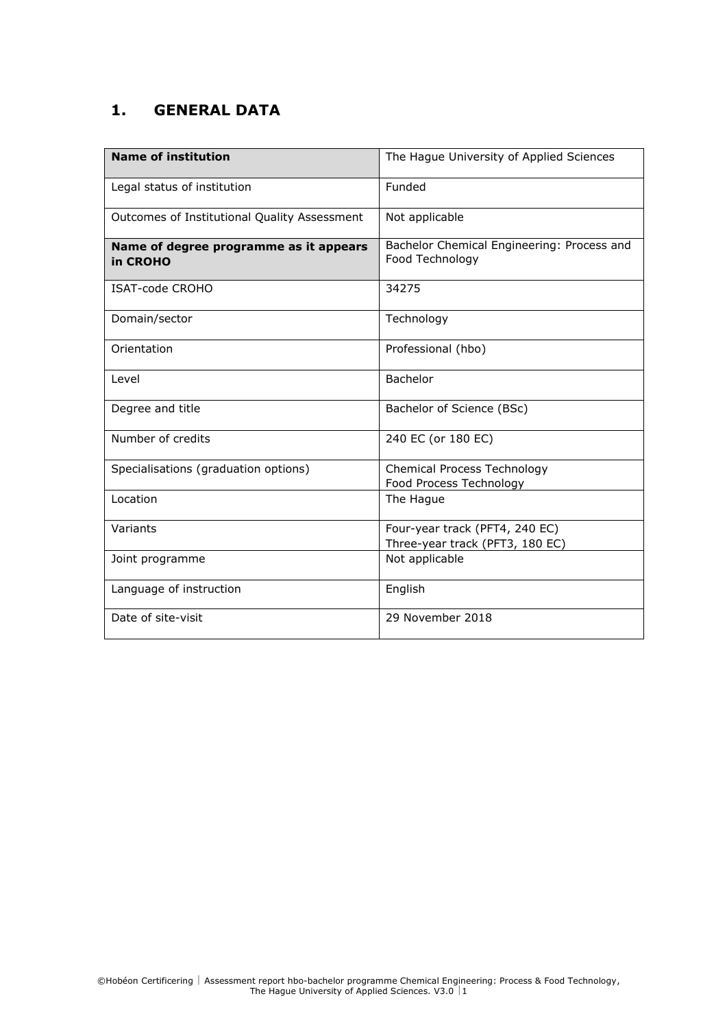# 1. GENERAL DATA

| **Name of institution** | The Hague University of Applied Sciences |
|---|---|
| Legal status of institution | Funded |
| Outcomes of Institutional Quality Assessment | Not applicable |
| **Name of degree programme as it appears in CROHO** | Bachelor Chemical Engineering: Process and Food Technology |
| ISAT-code CROHO | 34275 |
| Domain/sector | Technology |
| Orientation | Professional (hbo) |
| Level | Bachelor |
| Degree and title | Bachelor of Science (BSc) |
| Number of credits | 240 EC (or 180 EC) |
| Specialisations (graduation options) | Chemical Process Technology<br>Food Process Technology |
| Location | The Hague |
| Variants | Four-year track (PFT4, 240 EC)<br>Three-year track (PFT3, 180 EC) |
| Joint programme | Not applicable |
| Language of instruction | English |
| Date of site-visit | 29 November 2018 |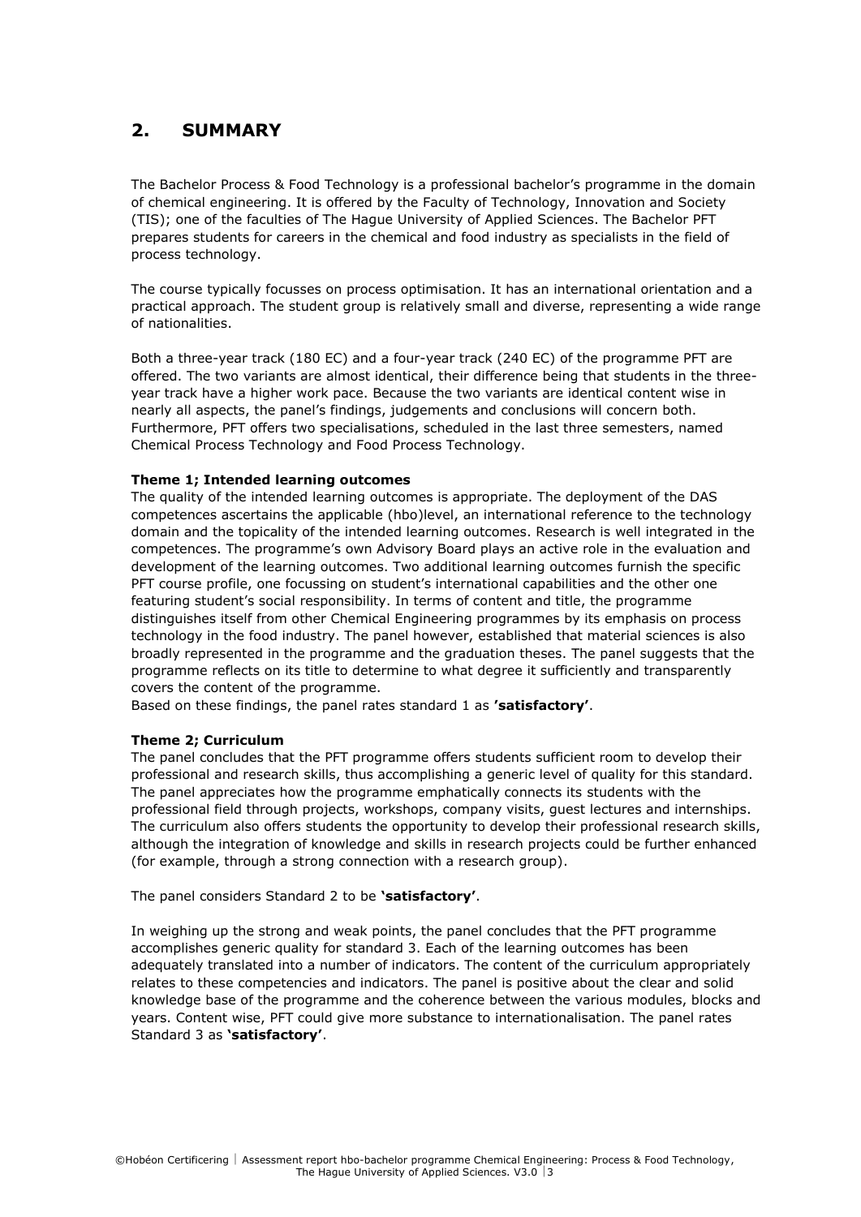## 2. SUMMARY

The Bachelor Process & Food Technology is a professional bachelor's programme in the domain of chemical engineering. It is offered by the Faculty of Technology, Innovation and Society (TIS); one of the faculties of The Hague University of Applied Sciences. The Bachelor PFT prepares students for careers in the chemical and food industry as specialists in the field of process technology.

The course typically focusses on process optimisation. It has an international orientation and a practical approach. The student group is relatively small and diverse, representing a wide range of nationalities.

Both a three-year track (180 EC) and a four-year track (240 EC) of the programme PFT are offered. The two variants are almost identical, their difference being that students in the three-year track have a higher work pace. Because the two variants are identical content wise in nearly all aspects, the panel's findings, judgements and conclusions will concern both. Furthermore, PFT offers two specialisations, scheduled in the last three semesters, named Chemical Process Technology and Food Process Technology.

**Theme 1; Intended learning outcomes**
The quality of the intended learning outcomes is appropriate. The deployment of the DAS competences ascertains the applicable (hbo)level, an international reference to the technology domain and the topicality of the intended learning outcomes. Research is well integrated in the competences. The programme's own Advisory Board plays an active role in the evaluation and development of the learning outcomes. Two additional learning outcomes furnish the specific PFT course profile, one focussing on student's international capabilities and the other one featuring student's social responsibility. In terms of content and title, the programme distinguishes itself from other Chemical Engineering programmes by its emphasis on process technology in the food industry. The panel however, established that material sciences is also broadly represented in the programme and the graduation theses. The panel suggests that the programme reflects on its title to determine to what degree it sufficiently and transparently covers the content of the programme.
Based on these findings, the panel rates standard 1 as **'satisfactory'**.

**Theme 2; Curriculum**
The panel concludes that the PFT programme offers students sufficient room to develop their professional and research skills, thus accomplishing a generic level of quality for this standard. The panel appreciates how the programme emphatically connects its students with the professional field through projects, workshops, company visits, guest lectures and internships. The curriculum also offers students the opportunity to develop their professional research skills, although the integration of knowledge and skills in research projects could be further enhanced (for example, through a strong connection with a research group).

The panel considers Standard 2 to be **'satisfactory'**.

In weighing up the strong and weak points, the panel concludes that the PFT programme accomplishes generic quality for standard 3. Each of the learning outcomes has been adequately translated into a number of indicators. The content of the curriculum appropriately relates to these competencies and indicators. The panel is positive about the clear and solid knowledge base of the programme and the coherence between the various modules, blocks and years. Content wise, PFT could give more substance to internationalisation. The panel rates Standard 3 as **'satisfactory'**.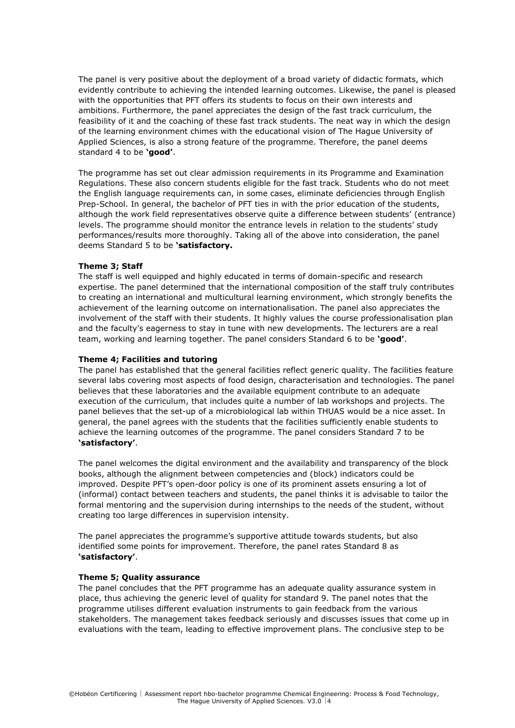The panel is very positive about the deployment of a broad variety of didactic formats, which evidently contribute to achieving the intended learning outcomes. Likewise, the panel is pleased with the opportunities that PFT offers its students to focus on their own interests and ambitions. Furthermore, the panel appreciates the design of the fast track curriculum, the feasibility of it and the coaching of these fast track students. The neat way in which the design of the learning environment chimes with the educational vision of The Hague University of Applied Sciences, is also a strong feature of the programme. Therefore, the panel deems standard 4 to be **'good'**.

The programme has set out clear admission requirements in its Programme and Examination Regulations. These also concern students eligible for the fast track. Students who do not meet the English language requirements can, in some cases, eliminate deficiencies through English Prep-School. In general, the bachelor of PFT ties in with the prior education of the students, although the work field representatives observe quite a difference between students' (entrance) levels. The programme should monitor the entrance levels in relation to the students' study performances/results more thoroughly. Taking all of the above into consideration, the panel deems Standard 5 to be **'satisfactory.**

**Theme 3; Staff**

The staff is well equipped and highly educated in terms of domain-specific and research expertise. The panel determined that the international composition of the staff truly contributes to creating an international and multicultural learning environment, which strongly benefits the achievement of the learning outcome on internationalisation. The panel also appreciates the involvement of the staff with their students. It highly values the course professionalisation plan and the faculty's eagerness to stay in tune with new developments. The lecturers are a real team, working and learning together. The panel considers Standard 6 to be **'good'**.

**Theme 4; Facilities and tutoring**

The panel has established that the general facilities reflect generic quality. The facilities feature several labs covering most aspects of food design, characterisation and technologies. The panel believes that these laboratories and the available equipment contribute to an adequate execution of the curriculum, that includes quite a number of lab workshops and projects. The panel believes that the set-up of a microbiological lab within THUAS would be a nice asset. In general, the panel agrees with the students that the facilities sufficiently enable students to achieve the learning outcomes of the programme. The panel considers Standard 7 to be **'satisfactory'**.

The panel welcomes the digital environment and the availability and transparency of the block books, although the alignment between competencies and (block) indicators could be improved. Despite PFT's open-door policy is one of its prominent assets ensuring a lot of (informal) contact between teachers and students, the panel thinks it is advisable to tailor the formal mentoring and the supervision during internships to the needs of the student, without creating too large differences in supervision intensity.

The panel appreciates the programme's supportive attitude towards students, but also identified some points for improvement. Therefore, the panel rates Standard 8 as **'satisfactory'**.

**Theme 5; Quality assurance**

The panel concludes that the PFT programme has an adequate quality assurance system in place, thus achieving the generic level of quality for standard 9. The panel notes that the programme utilises different evaluation instruments to gain feedback from the various stakeholders. The management takes feedback seriously and discusses issues that come up in evaluations with the team, leading to effective improvement plans. The conclusive step to be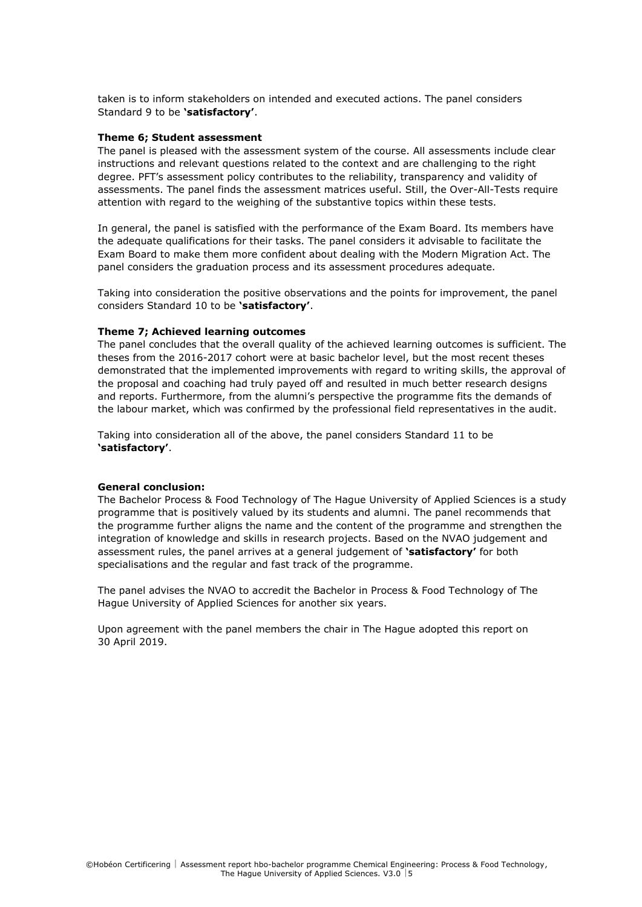taken is to inform stakeholders on intended and executed actions. The panel considers Standard 9 to be **'satisfactory'**.

**Theme 6; Student assessment**

The panel is pleased with the assessment system of the course. All assessments include clear instructions and relevant questions related to the context and are challenging to the right degree. PFT's assessment policy contributes to the reliability, transparency and validity of assessments. The panel finds the assessment matrices useful. Still, the Over-All-Tests require attention with regard to the weighing of the substantive topics within these tests.

In general, the panel is satisfied with the performance of the Exam Board. Its members have the adequate qualifications for their tasks. The panel considers it advisable to facilitate the Exam Board to make them more confident about dealing with the Modern Migration Act. The panel considers the graduation process and its assessment procedures adequate.

Taking into consideration the positive observations and the points for improvement, the panel considers Standard 10 to be **'satisfactory'**.

**Theme 7; Achieved learning outcomes**

The panel concludes that the overall quality of the achieved learning outcomes is sufficient. The theses from the 2016-2017 cohort were at basic bachelor level, but the most recent theses demonstrated that the implemented improvements with regard to writing skills, the approval of the proposal and coaching had truly payed off and resulted in much better research designs and reports. Furthermore, from the alumni's perspective the programme fits the demands of the labour market, which was confirmed by the professional field representatives in the audit.

Taking into consideration all of the above, the panel considers Standard 11 to be **'satisfactory'**.

**General conclusion:**

The Bachelor Process & Food Technology of The Hague University of Applied Sciences is a study programme that is positively valued by its students and alumni. The panel recommends that the programme further aligns the name and the content of the programme and strengthen the integration of knowledge and skills in research projects. Based on the NVAO judgement and assessment rules, the panel arrives at a general judgement of **'satisfactory'** for both specialisations and the regular and fast track of the programme.

The panel advises the NVAO to accredit the Bachelor in Process & Food Technology of The Hague University of Applied Sciences for another six years.

Upon agreement with the panel members the chair in The Hague adopted this report on 30 April 2019.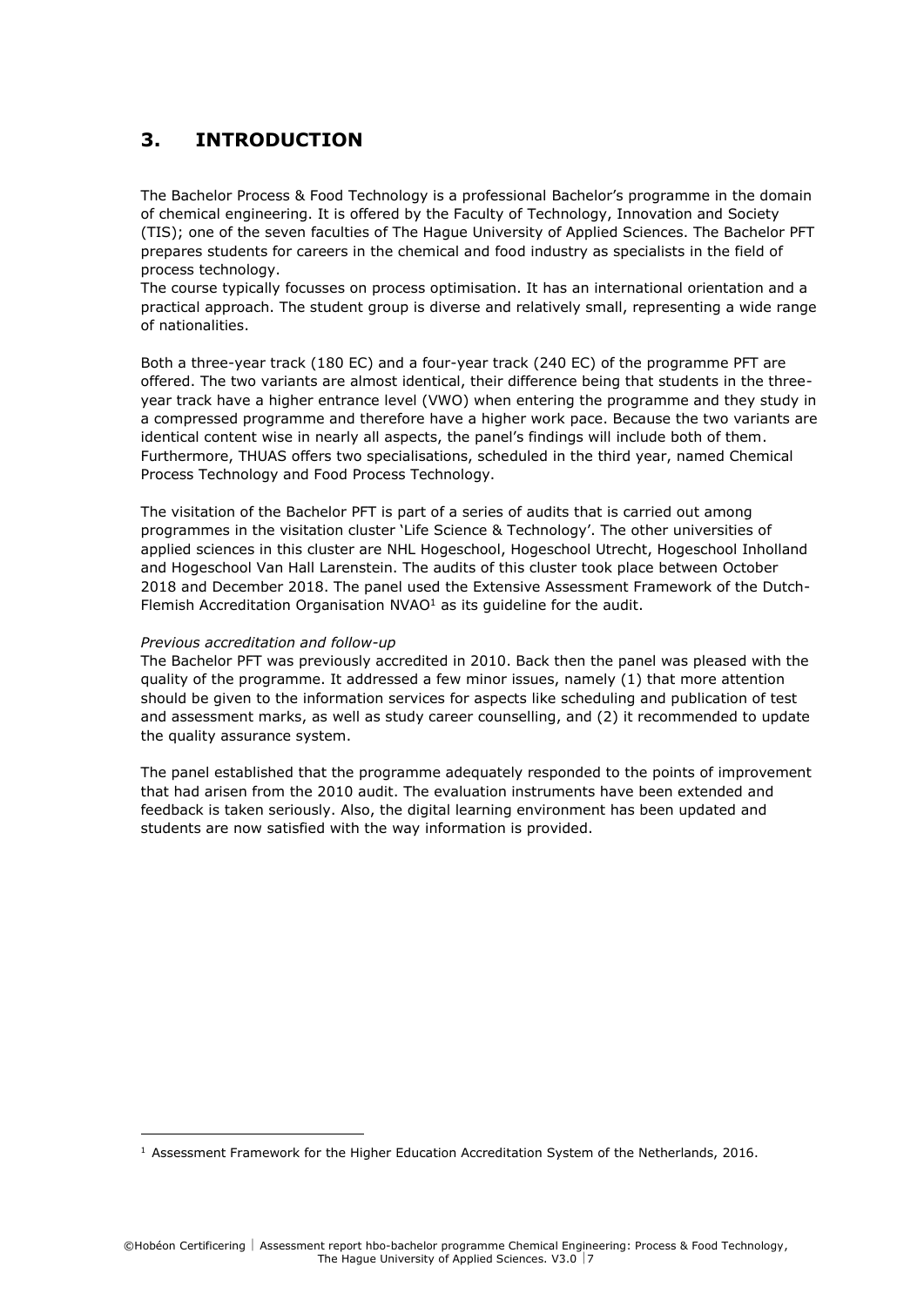# 3. INTRODUCTION

The Bachelor Process & Food Technology is a professional Bachelor's programme in the domain of chemical engineering. It is offered by the Faculty of Technology, Innovation and Society (TIS); one of the seven faculties of The Hague University of Applied Sciences. The Bachelor PFT prepares students for careers in the chemical and food industry as specialists in the field of process technology.
The course typically focusses on process optimisation. It has an international orientation and a practical approach. The student group is diverse and relatively small, representing a wide range of nationalities.

Both a three-year track (180 EC) and a four-year track (240 EC) of the programme PFT are offered. The two variants are almost identical, their difference being that students in the three-year track have a higher entrance level (VWO) when entering the programme and they study in a compressed programme and therefore have a higher work pace. Because the two variants are identical content wise in nearly all aspects, the panel's findings will include both of them. Furthermore, THUAS offers two specialisations, scheduled in the third year, named Chemical Process Technology and Food Process Technology.

The visitation of the Bachelor PFT is part of a series of audits that is carried out among programmes in the visitation cluster 'Life Science & Technology'. The other universities of applied sciences in this cluster are NHL Hogeschool, Hogeschool Utrecht, Hogeschool Inholland and Hogeschool Van Hall Larenstein. The audits of this cluster took place between October 2018 and December 2018. The panel used the Extensive Assessment Framework of the Dutch-Flemish Accreditation Organisation NVAO[1] as its guideline for the audit.

*Previous accreditation and follow-up*
The Bachelor PFT was previously accredited in 2010. Back then the panel was pleased with the quality of the programme. It addressed a few minor issues, namely (1) that more attention should be given to the information services for aspects like scheduling and publication of test and assessment marks, as well as study career counselling, and (2) it recommended to update the quality assurance system.

The panel established that the programme adequately responded to the points of improvement that had arisen from the 2010 audit. The evaluation instruments have been extended and feedback is taken seriously. Also, the digital learning environment has been updated and students are now satisfied with the way information is provided.

[1] Assessment Framework for the Higher Education Accreditation System of the Netherlands, 2016.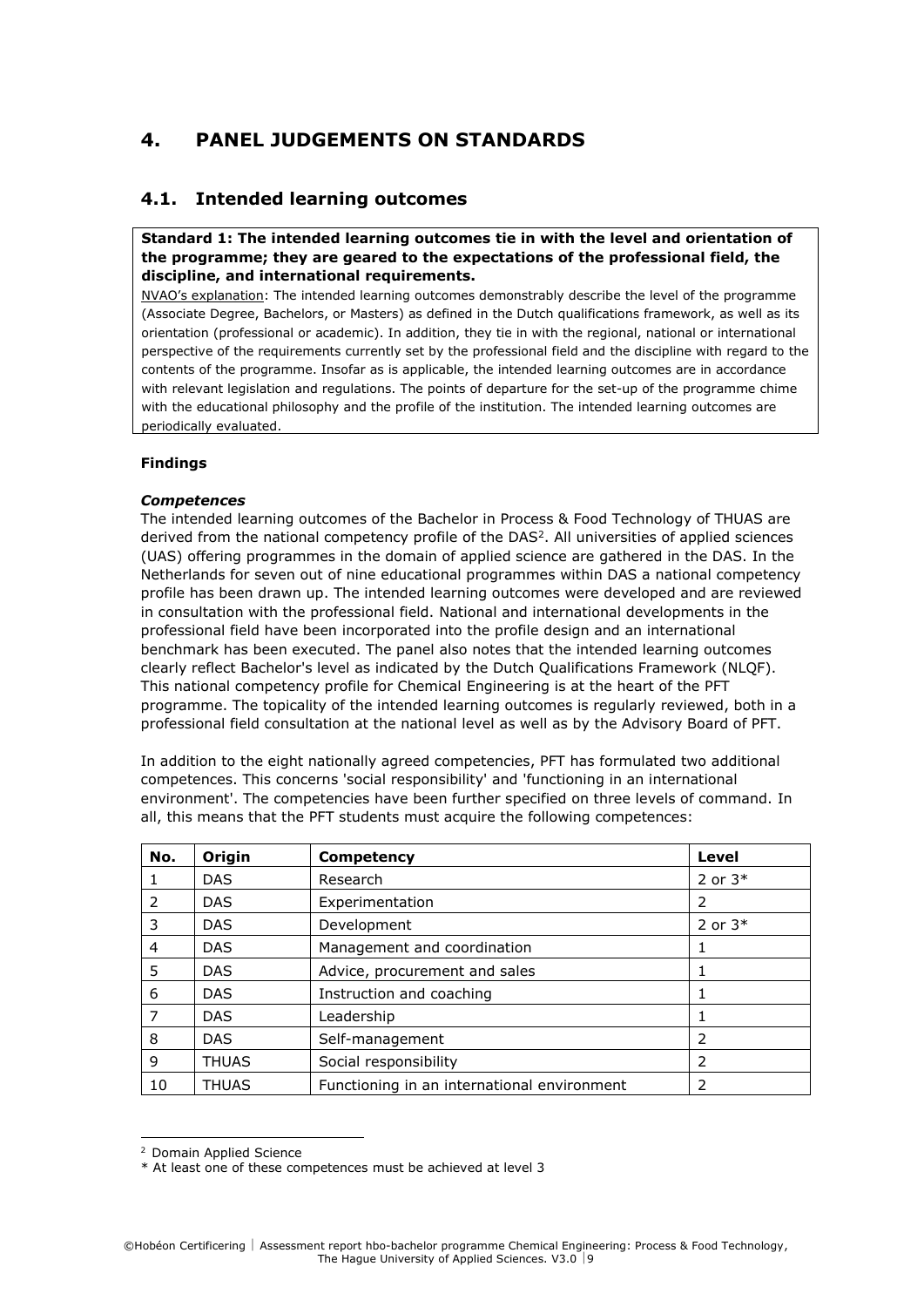# 4. PANEL JUDGEMENTS ON STANDARDS

## 4.1. Intended learning outcomes

**Standard 1: The intended learning outcomes tie in with the level and orientation of the programme; they are geared to the expectations of the professional field, the discipline, and international requirements.**

NVAO's explanation: The intended learning outcomes demonstrably describe the level of the programme (Associate Degree, Bachelors, or Masters) as defined in the Dutch qualifications framework, as well as its orientation (professional or academic). In addition, they tie in with the regional, national or international perspective of the requirements currently set by the professional field and the discipline with regard to the contents of the programme. Insofar as is applicable, the intended learning outcomes are in accordance with relevant legislation and regulations. The points of departure for the set-up of the programme chime with the educational philosophy and the profile of the institution. The intended learning outcomes are periodically evaluated.

**Findings**

***Competences***

The intended learning outcomes of the Bachelor in Process & Food Technology of THUAS are derived from the national competency profile of the DAS[2]. All universities of applied sciences (UAS) offering programmes in the domain of applied science are gathered in the DAS. In the Netherlands for seven out of nine educational programmes within DAS a national competency profile has been drawn up. The intended learning outcomes were developed and are reviewed in consultation with the professional field. National and international developments in the professional field have been incorporated into the profile design and an international benchmark has been executed. The panel also notes that the intended learning outcomes clearly reflect Bachelor's level as indicated by the Dutch Qualifications Framework (NLQF). This national competency profile for Chemical Engineering is at the heart of the PFT programme. The topicality of the intended learning outcomes is regularly reviewed, both in a professional field consultation at the national level as well as by the Advisory Board of PFT.

In addition to the eight nationally agreed competencies, PFT has formulated two additional competences. This concerns 'social responsibility' and 'functioning in an international environment'. The competencies have been further specified on three levels of command. In all, this means that the PFT students must acquire the following competences:

| No. | Origin | Competency | Level |
|---|---|---|---|
| 1 | DAS | Research | 2 or 3* |
| 2 | DAS | Experimentation | 2 |
| 3 | DAS | Development | 2 or 3* |
| 4 | DAS | Management and coordination | 1 |
| 5 | DAS | Advice, procurement and sales | 1 |
| 6 | DAS | Instruction and coaching | 1 |
| 7 | DAS | Leadership | 1 |
| 8 | DAS | Self-management | 2 |
| 9 | THUAS | Social responsibility | 2 |
| 10 | THUAS | Functioning in an international environment | 2 |

[2] Domain Applied Science

* At least one of these competences must be achieved at level 3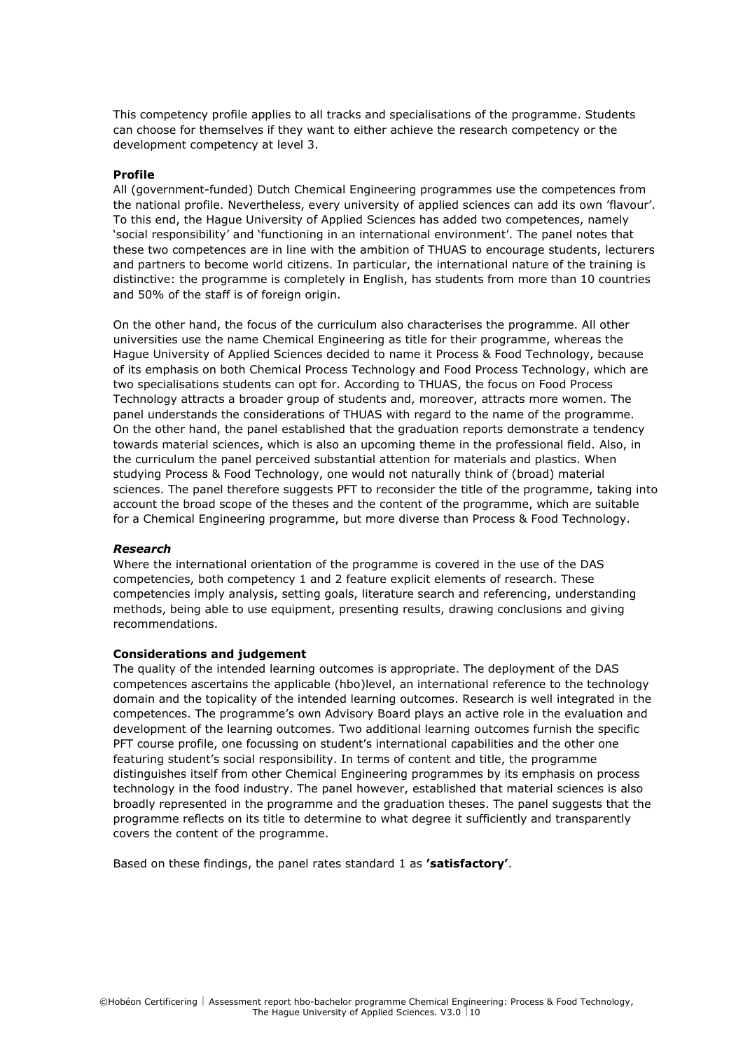This competency profile applies to all tracks and specialisations of the programme. Students can choose for themselves if they want to either achieve the research competency or the development competency at level 3.

**Profile**

All (government-funded) Dutch Chemical Engineering programmes use the competences from the national profile. Nevertheless, every university of applied sciences can add its own 'flavour'. To this end, the Hague University of Applied Sciences has added two competences, namely 'social responsibility' and 'functioning in an international environment'. The panel notes that these two competences are in line with the ambition of THUAS to encourage students, lecturers and partners to become world citizens. In particular, the international nature of the training is distinctive: the programme is completely in English, has students from more than 10 countries and 50% of the staff is of foreign origin.

On the other hand, the focus of the curriculum also characterises the programme. All other universities use the name Chemical Engineering as title for their programme, whereas the Hague University of Applied Sciences decided to name it Process & Food Technology, because of its emphasis on both Chemical Process Technology and Food Process Technology, which are two specialisations students can opt for. According to THUAS, the focus on Food Process Technology attracts a broader group of students and, moreover, attracts more women. The panel understands the considerations of THUAS with regard to the name of the programme. On the other hand, the panel established that the graduation reports demonstrate a tendency towards material sciences, which is also an upcoming theme in the professional field. Also, in the curriculum the panel perceived substantial attention for materials and plastics. When studying Process & Food Technology, one would not naturally think of (broad) material sciences. The panel therefore suggests PFT to reconsider the title of the programme, taking into account the broad scope of the theses and the content of the programme, which are suitable for a Chemical Engineering programme, but more diverse than Process & Food Technology.

***Research***

Where the international orientation of the programme is covered in the use of the DAS competencies, both competency 1 and 2 feature explicit elements of research. These competencies imply analysis, setting goals, literature search and referencing, understanding methods, being able to use equipment, presenting results, drawing conclusions and giving recommendations.

**Considerations and judgement**

The quality of the intended learning outcomes is appropriate. The deployment of the DAS competences ascertains the applicable (hbo)level, an international reference to the technology domain and the topicality of the intended learning outcomes. Research is well integrated in the competences. The programme's own Advisory Board plays an active role in the evaluation and development of the learning outcomes. Two additional learning outcomes furnish the specific PFT course profile, one focussing on student's international capabilities and the other one featuring student's social responsibility. In terms of content and title, the programme distinguishes itself from other Chemical Engineering programmes by its emphasis on process technology in the food industry. The panel however, established that material sciences is also broadly represented in the programme and the graduation theses. The panel suggests that the programme reflects on its title to determine to what degree it sufficiently and transparently covers the content of the programme.

Based on these findings, the panel rates standard 1 as **'satisfactory'**.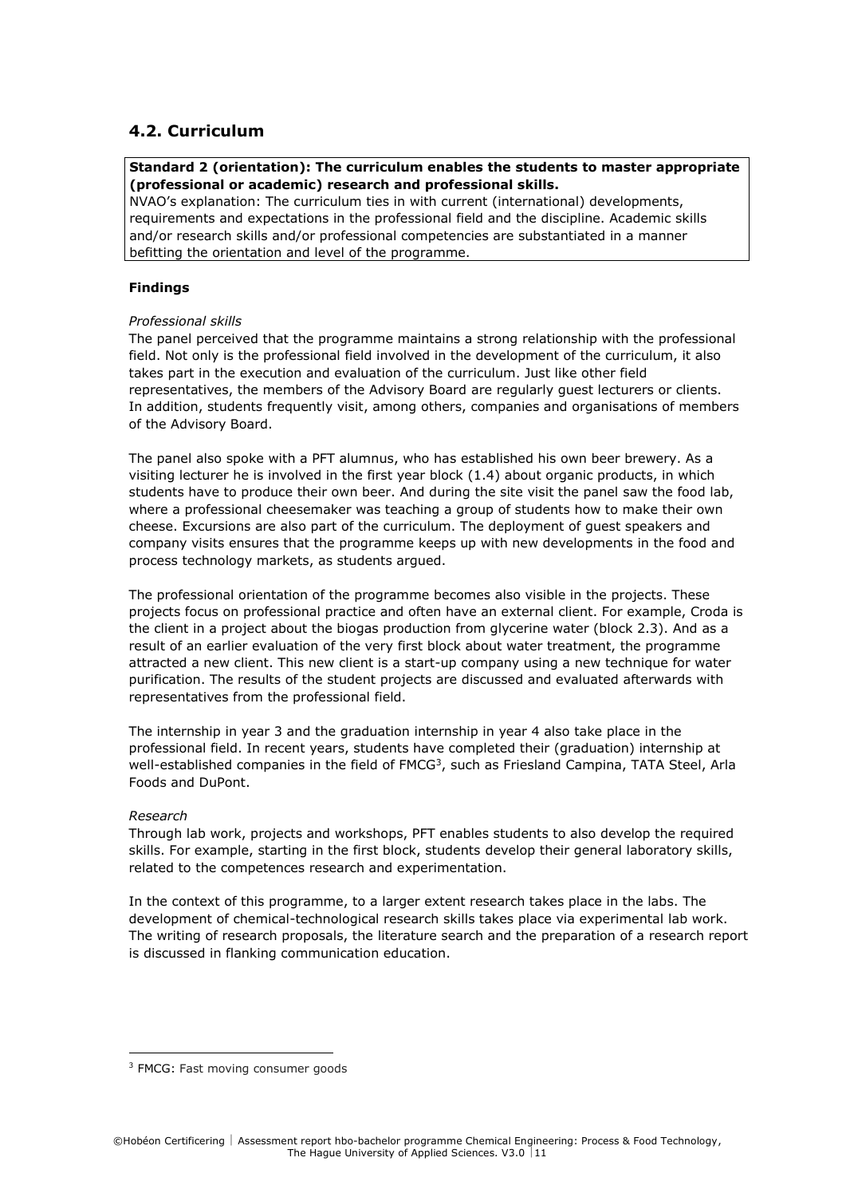## 4.2. Curriculum

**Standard 2 (orientation): The curriculum enables the students to master appropriate (professional or academic) research and professional skills.**
NVAO's explanation: The curriculum ties in with current (international) developments, requirements and expectations in the professional field and the discipline. Academic skills and/or research skills and/or professional competencies are substantiated in a manner befitting the orientation and level of the programme.

**Findings**

*Professional skills*
The panel perceived that the programme maintains a strong relationship with the professional field. Not only is the professional field involved in the development of the curriculum, it also takes part in the execution and evaluation of the curriculum. Just like other field representatives, the members of the Advisory Board are regularly guest lecturers or clients. In addition, students frequently visit, among others, companies and organisations of members of the Advisory Board.

The panel also spoke with a PFT alumnus, who has established his own beer brewery. As a visiting lecturer he is involved in the first year block (1.4) about organic products, in which students have to produce their own beer. And during the site visit the panel saw the food lab, where a professional cheesemaker was teaching a group of students how to make their own cheese. Excursions are also part of the curriculum. The deployment of guest speakers and company visits ensures that the programme keeps up with new developments in the food and process technology markets, as students argued.

The professional orientation of the programme becomes also visible in the projects. These projects focus on professional practice and often have an external client. For example, Croda is the client in a project about the biogas production from glycerine water (block 2.3). And as a result of an earlier evaluation of the very first block about water treatment, the programme attracted a new client. This new client is a start-up company using a new technique for water purification. The results of the student projects are discussed and evaluated afterwards with representatives from the professional field.

The internship in year 3 and the graduation internship in year 4 also take place in the professional field. In recent years, students have completed their (graduation) internship at well-established companies in the field of FMCG[3], such as Friesland Campina, TATA Steel, Arla Foods and DuPont.

*Research*
Through lab work, projects and workshops, PFT enables students to also develop the required skills. For example, starting in the first block, students develop their general laboratory skills, related to the competences research and experimentation.

In the context of this programme, to a larger extent research takes place in the labs. The development of chemical-technological research skills takes place via experimental lab work. The writing of research proposals, the literature search and the preparation of a research report is discussed in flanking communication education.

[3] FMCG: Fast moving consumer goods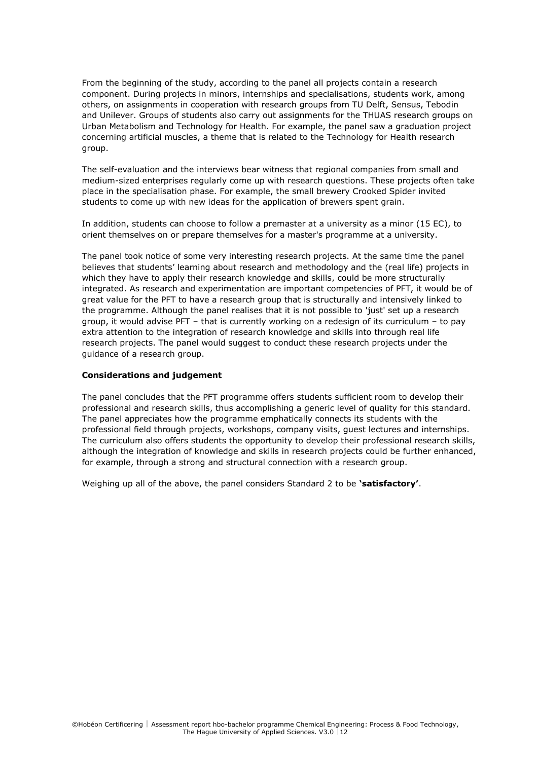From the beginning of the study, according to the panel all projects contain a research component. During projects in minors, internships and specialisations, students work, among others, on assignments in cooperation with research groups from TU Delft, Sensus, Tebodin and Unilever. Groups of students also carry out assignments for the THUAS research groups on Urban Metabolism and Technology for Health. For example, the panel saw a graduation project concerning artificial muscles, a theme that is related to the Technology for Health research group.

The self-evaluation and the interviews bear witness that regional companies from small and medium-sized enterprises regularly come up with research questions. These projects often take place in the specialisation phase. For example, the small brewery Crooked Spider invited students to come up with new ideas for the application of brewers spent grain.

In addition, students can choose to follow a premaster at a university as a minor (15 EC), to orient themselves on or prepare themselves for a master's programme at a university.

The panel took notice of some very interesting research projects. At the same time the panel believes that students' learning about research and methodology and the (real life) projects in which they have to apply their research knowledge and skills, could be more structurally integrated. As research and experimentation are important competencies of PFT, it would be of great value for the PFT to have a research group that is structurally and intensively linked to the programme. Although the panel realises that it is not possible to 'just' set up a research group, it would advise PFT – that is currently working on a redesign of its curriculum – to pay extra attention to the integration of research knowledge and skills into through real life research projects. The panel would suggest to conduct these research projects under the guidance of a research group.

**Considerations and judgement**

The panel concludes that the PFT programme offers students sufficient room to develop their professional and research skills, thus accomplishing a generic level of quality for this standard. The panel appreciates how the programme emphatically connects its students with the professional field through projects, workshops, company visits, guest lectures and internships. The curriculum also offers students the opportunity to develop their professional research skills, although the integration of knowledge and skills in research projects could be further enhanced, for example, through a strong and structural connection with a research group.

Weighing up all of the above, the panel considers Standard 2 to be **'satisfactory'**.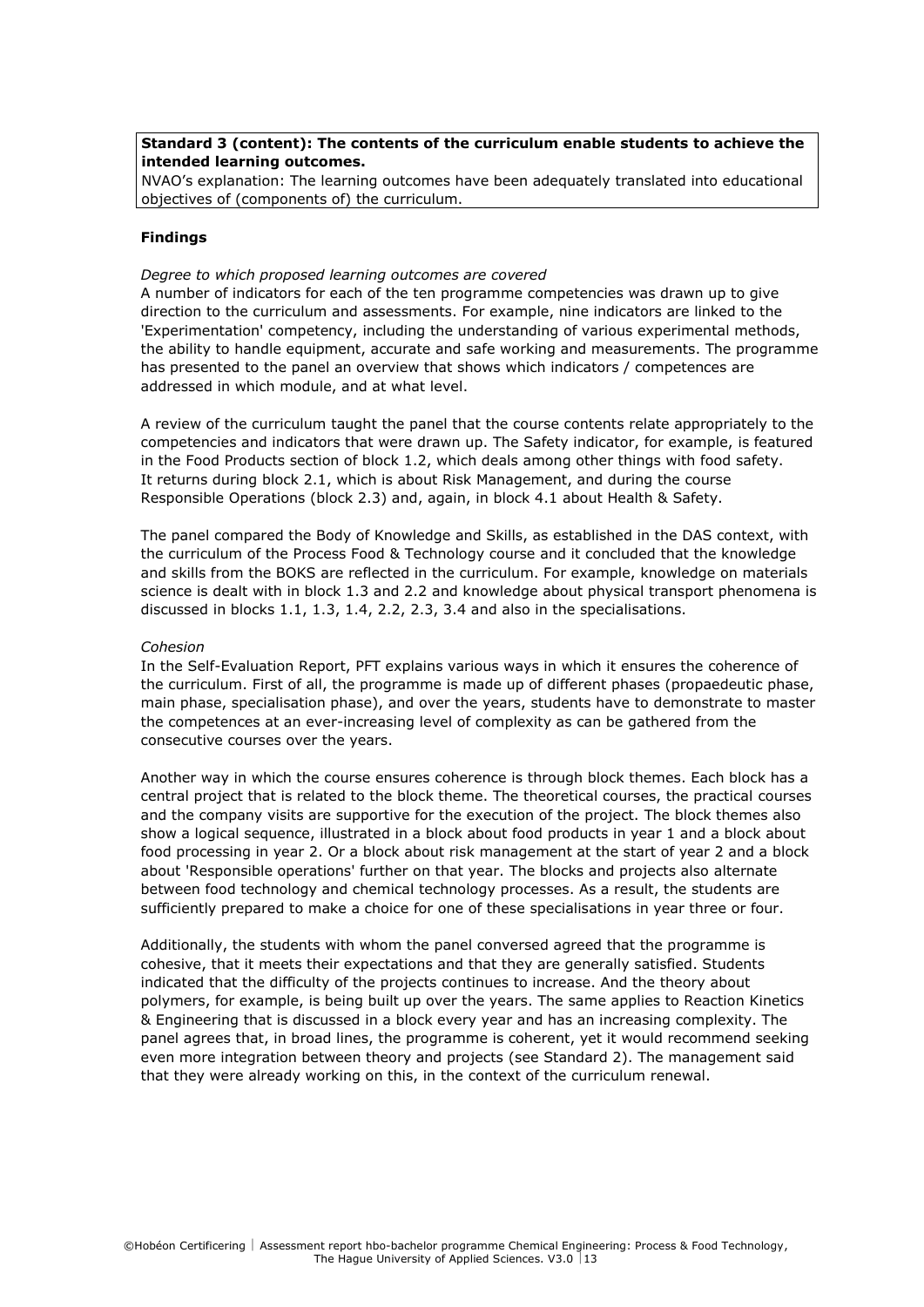**Standard 3 (content): The contents of the curriculum enable students to achieve the intended learning outcomes.**

NVAO's explanation: The learning outcomes have been adequately translated into educational objectives of (components of) the curriculum.

**Findings**

*Degree to which proposed learning outcomes are covered*

A number of indicators for each of the ten programme competencies was drawn up to give direction to the curriculum and assessments. For example, nine indicators are linked to the 'Experimentation' competency, including the understanding of various experimental methods, the ability to handle equipment, accurate and safe working and measurements. The programme has presented to the panel an overview that shows which indicators / competences are addressed in which module, and at what level.

A review of the curriculum taught the panel that the course contents relate appropriately to the competencies and indicators that were drawn up. The Safety indicator, for example, is featured in the Food Products section of block 1.2, which deals among other things with food safety. It returns during block 2.1, which is about Risk Management, and during the course Responsible Operations (block 2.3) and, again, in block 4.1 about Health & Safety.

The panel compared the Body of Knowledge and Skills, as established in the DAS context, with the curriculum of the Process Food & Technology course and it concluded that the knowledge and skills from the BOKS are reflected in the curriculum. For example, knowledge on materials science is dealt with in block 1.3 and 2.2 and knowledge about physical transport phenomena is discussed in blocks 1.1, 1.3, 1.4, 2.2, 2.3, 3.4 and also in the specialisations.

*Cohesion*

In the Self-Evaluation Report, PFT explains various ways in which it ensures the coherence of the curriculum. First of all, the programme is made up of different phases (propaedeutic phase, main phase, specialisation phase), and over the years, students have to demonstrate to master the competences at an ever-increasing level of complexity as can be gathered from the consecutive courses over the years.

Another way in which the course ensures coherence is through block themes. Each block has a central project that is related to the block theme. The theoretical courses, the practical courses and the company visits are supportive for the execution of the project. The block themes also show a logical sequence, illustrated in a block about food products in year 1 and a block about food processing in year 2. Or a block about risk management at the start of year 2 and a block about 'Responsible operations' further on that year. The blocks and projects also alternate between food technology and chemical technology processes. As a result, the students are sufficiently prepared to make a choice for one of these specialisations in year three or four.

Additionally, the students with whom the panel conversed agreed that the programme is cohesive, that it meets their expectations and that they are generally satisfied. Students indicated that the difficulty of the projects continues to increase. And the theory about polymers, for example, is being built up over the years. The same applies to Reaction Kinetics & Engineering that is discussed in a block every year and has an increasing complexity. The panel agrees that, in broad lines, the programme is coherent, yet it would recommend seeking even more integration between theory and projects (see Standard 2). The management said that they were already working on this, in the context of the curriculum renewal.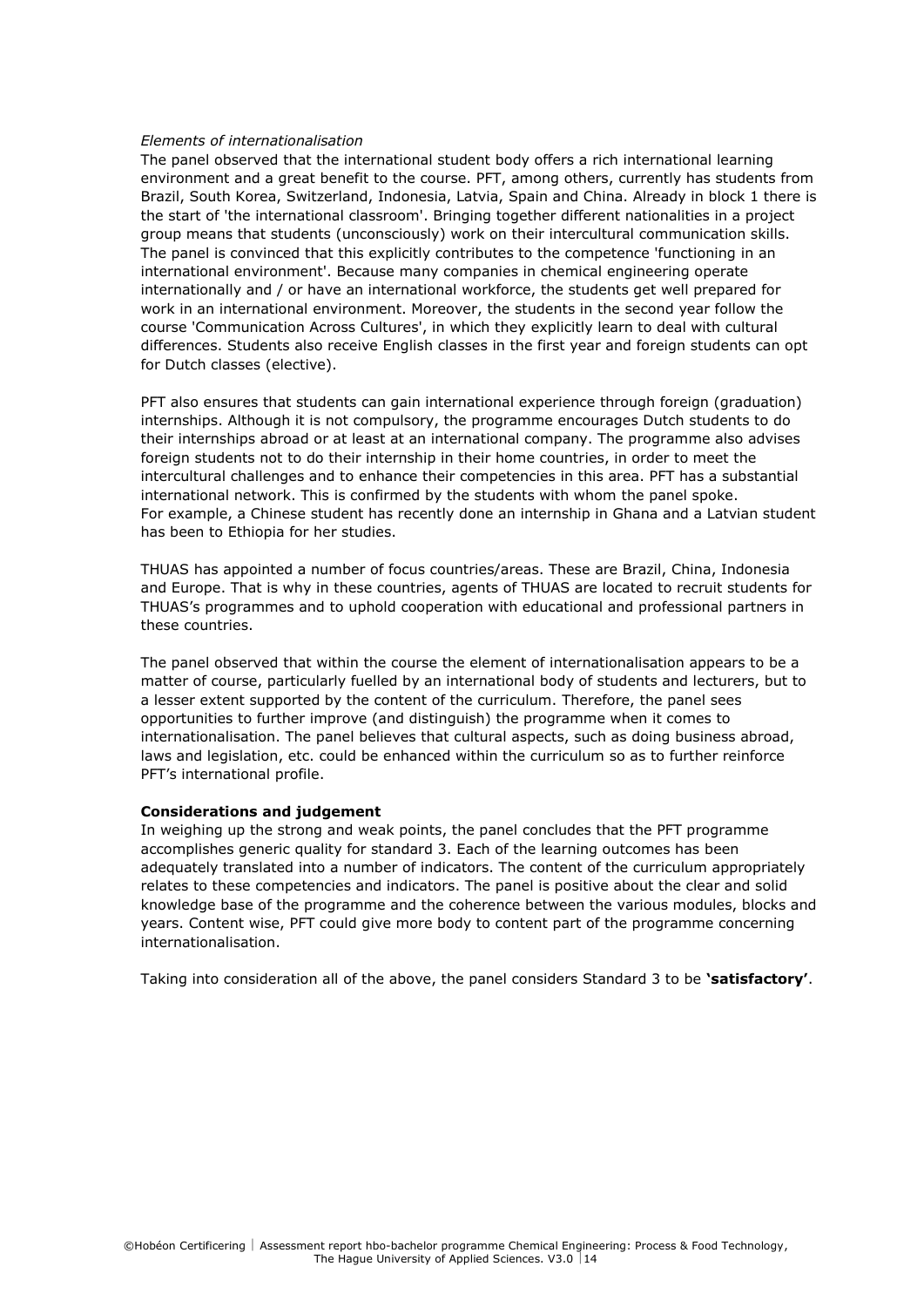*Elements of internationalisation*

The panel observed that the international student body offers a rich international learning environment and a great benefit to the course. PFT, among others, currently has students from Brazil, South Korea, Switzerland, Indonesia, Latvia, Spain and China. Already in block 1 there is the start of 'the international classroom'. Bringing together different nationalities in a project group means that students (unconsciously) work on their intercultural communication skills. The panel is convinced that this explicitly contributes to the competence 'functioning in an international environment'. Because many companies in chemical engineering operate internationally and / or have an international workforce, the students get well prepared for work in an international environment. Moreover, the students in the second year follow the course 'Communication Across Cultures', in which they explicitly learn to deal with cultural differences. Students also receive English classes in the first year and foreign students can opt for Dutch classes (elective).

PFT also ensures that students can gain international experience through foreign (graduation) internships. Although it is not compulsory, the programme encourages Dutch students to do their internships abroad or at least at an international company. The programme also advises foreign students not to do their internship in their home countries, in order to meet the intercultural challenges and to enhance their competencies in this area. PFT has a substantial international network. This is confirmed by the students with whom the panel spoke. For example, a Chinese student has recently done an internship in Ghana and a Latvian student has been to Ethiopia for her studies.

THUAS has appointed a number of focus countries/areas. These are Brazil, China, Indonesia and Europe. That is why in these countries, agents of THUAS are located to recruit students for THUAS's programmes and to uphold cooperation with educational and professional partners in these countries.

The panel observed that within the course the element of internationalisation appears to be a matter of course, particularly fuelled by an international body of students and lecturers, but to a lesser extent supported by the content of the curriculum. Therefore, the panel sees opportunities to further improve (and distinguish) the programme when it comes to internationalisation. The panel believes that cultural aspects, such as doing business abroad, laws and legislation, etc. could be enhanced within the curriculum so as to further reinforce PFT's international profile.

**Considerations and judgement**

In weighing up the strong and weak points, the panel concludes that the PFT programme accomplishes generic quality for standard 3. Each of the learning outcomes has been adequately translated into a number of indicators. The content of the curriculum appropriately relates to these competencies and indicators. The panel is positive about the clear and solid knowledge base of the programme and the coherence between the various modules, blocks and years. Content wise, PFT could give more body to content part of the programme concerning internationalisation.

Taking into consideration all of the above, the panel considers Standard 3 to be **'satisfactory'**.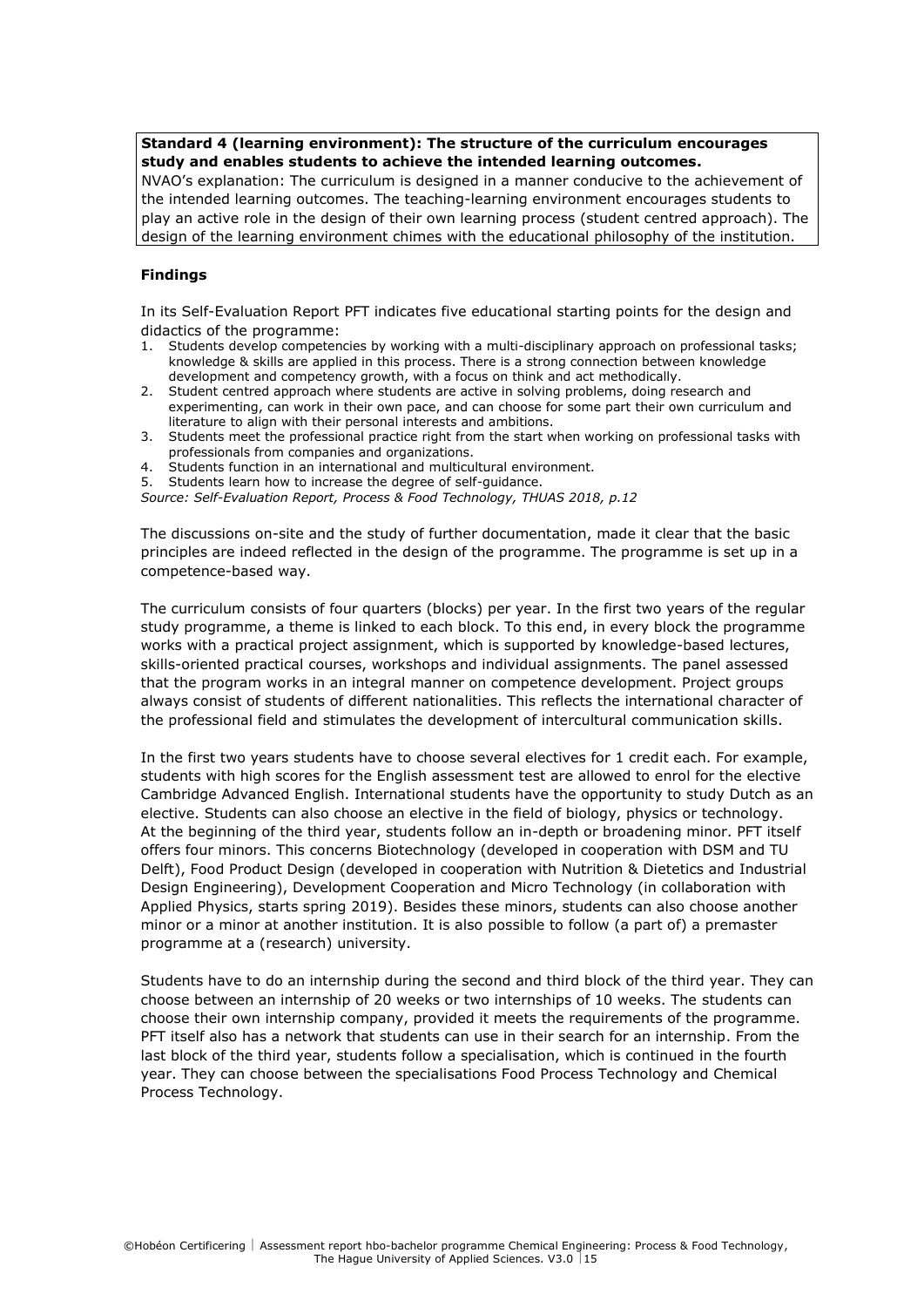**Standard 4 (learning environment): The structure of the curriculum encourages study and enables students to achieve the intended learning outcomes.**

NVAO's explanation: The curriculum is designed in a manner conducive to the achievement of the intended learning outcomes. The teaching-learning environment encourages students to play an active role in the design of their own learning process (student centred approach). The design of the learning environment chimes with the educational philosophy of the institution.

### Findings

In its Self-Evaluation Report PFT indicates five educational starting points for the design and didactics of the programme:

1. Students develop competencies by working with a multi-disciplinary approach on professional tasks; knowledge & skills are applied in this process. There is a strong connection between knowledge development and competency growth, with a focus on think and act methodically.
2. Student centred approach where students are active in solving problems, doing research and experimenting, can work in their own pace, and can choose for some part their own curriculum and literature to align with their personal interests and ambitions.
3. Students meet the professional practice right from the start when working on professional tasks with professionals from companies and organizations.
4. Students function in an international and multicultural environment.
5. Students learn how to increase the degree of self-guidance.

*Source: Self-Evaluation Report, Process & Food Technology, THUAS 2018, p.12*

The discussions on-site and the study of further documentation, made it clear that the basic principles are indeed reflected in the design of the programme. The programme is set up in a competence-based way.

The curriculum consists of four quarters (blocks) per year. In the first two years of the regular study programme, a theme is linked to each block. To this end, in every block the programme works with a practical project assignment, which is supported by knowledge-based lectures, skills-oriented practical courses, workshops and individual assignments. The panel assessed that the program works in an integral manner on competence development. Project groups always consist of students of different nationalities. This reflects the international character of the professional field and stimulates the development of intercultural communication skills.

In the first two years students have to choose several electives for 1 credit each. For example, students with high scores for the English assessment test are allowed to enrol for the elective Cambridge Advanced English. International students have the opportunity to study Dutch as an elective. Students can also choose an elective in the field of biology, physics or technology. At the beginning of the third year, students follow an in-depth or broadening minor. PFT itself offers four minors. This concerns Biotechnology (developed in cooperation with DSM and TU Delft), Food Product Design (developed in cooperation with Nutrition & Dietetics and Industrial Design Engineering), Development Cooperation and Micro Technology (in collaboration with Applied Physics, starts spring 2019). Besides these minors, students can also choose another minor or a minor at another institution. It is also possible to follow (a part of) a premaster programme at a (research) university.

Students have to do an internship during the second and third block of the third year. They can choose between an internship of 20 weeks or two internships of 10 weeks. The students can choose their own internship company, provided it meets the requirements of the programme. PFT itself also has a network that students can use in their search for an internship. From the last block of the third year, students follow a specialisation, which is continued in the fourth year. They can choose between the specialisations Food Process Technology and Chemical Process Technology.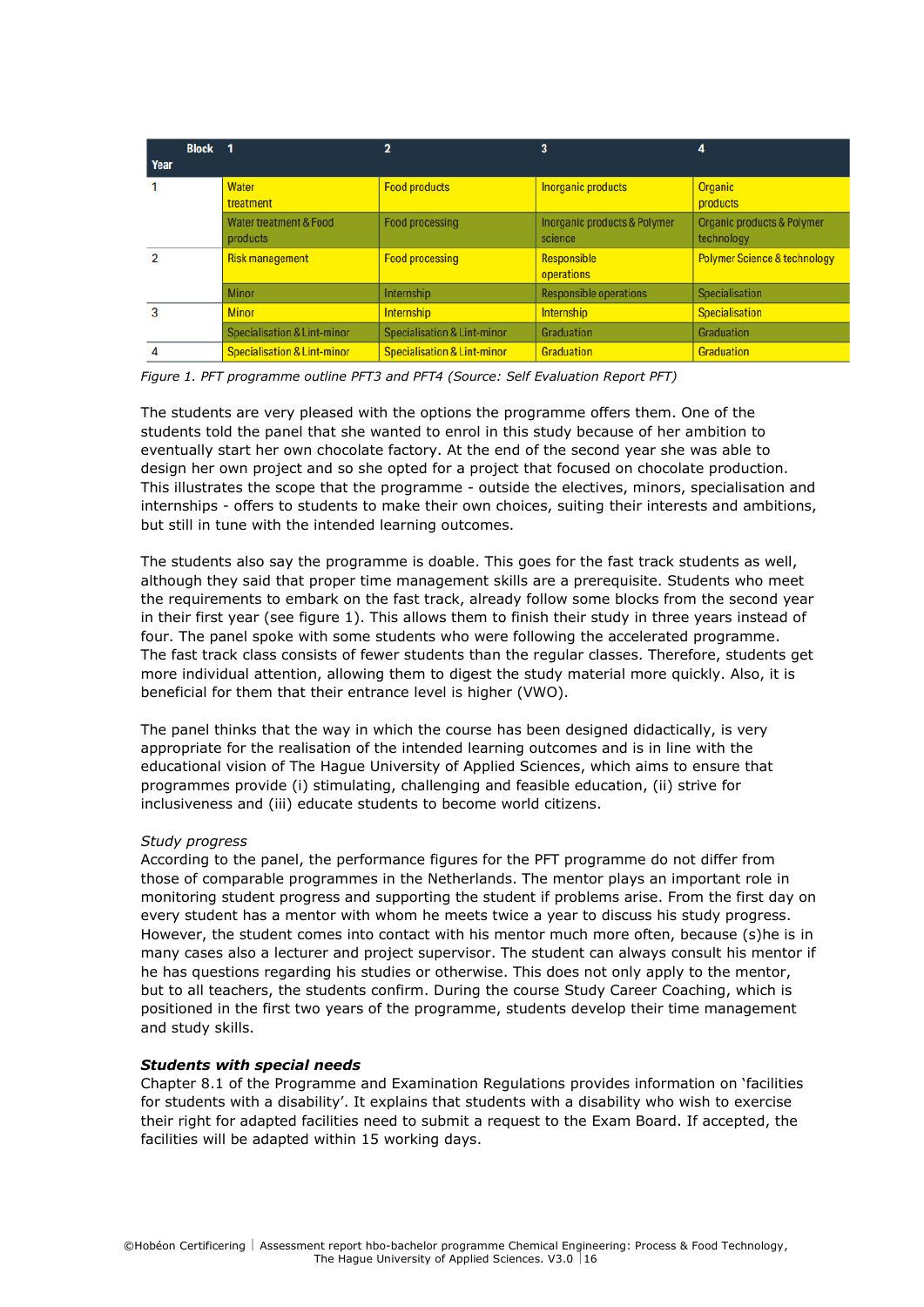| Block<br>Year | 1 | 2 | 3 | 4 |
|---|---|---|---|---|
| 1 | Water treatment | Food products | Inorganic products | Organic products |
| | Water treatment & Food products | Food processing | Inorganic products & Polymer science | Organic products & Polymer technology |
| 2 | Risk management | Food processing | Responsible operations | Polymer Science & technology |
| | Minor | Internship | Responsible operations | Specialisation |
| 3 | Minor | Internship | Internship | Specialisation |
| | Specialisation & Lint-minor | Specialisation & Lint-minor | Graduation | Graduation |
| 4 | Specialisation & Lint-minor | Specialisation & Lint-minor | Graduation | Graduation |

*Figure 1. PFT programme outline PFT3 and PFT4 (Source: Self Evaluation Report PFT)*

The students are very pleased with the options the programme offers them. One of the students told the panel that she wanted to enrol in this study because of her ambition to eventually start her own chocolate factory. At the end of the second year she was able to design her own project and so she opted for a project that focused on chocolate production. This illustrates the scope that the programme - outside the electives, minors, specialisation and internships - offers to students to make their own choices, suiting their interests and ambitions, but still in tune with the intended learning outcomes.

The students also say the programme is doable. This goes for the fast track students as well, although they said that proper time management skills are a prerequisite. Students who meet the requirements to embark on the fast track, already follow some blocks from the second year in their first year (see figure 1). This allows them to finish their study in three years instead of four. The panel spoke with some students who were following the accelerated programme. The fast track class consists of fewer students than the regular classes. Therefore, students get more individual attention, allowing them to digest the study material more quickly. Also, it is beneficial for them that their entrance level is higher (VWO).

The panel thinks that the way in which the course has been designed didactically, is very appropriate for the realisation of the intended learning outcomes and is in line with the educational vision of The Hague University of Applied Sciences, which aims to ensure that programmes provide (i) stimulating, challenging and feasible education, (ii) strive for inclusiveness and (iii) educate students to become world citizens.

*Study progress*

According to the panel, the performance figures for the PFT programme do not differ from those of comparable programmes in the Netherlands. The mentor plays an important role in monitoring student progress and supporting the student if problems arise. From the first day on every student has a mentor with whom he meets twice a year to discuss his study progress. However, the student comes into contact with his mentor much more often, because (s)he is in many cases also a lecturer and project supervisor. The student can always consult his mentor if he has questions regarding his studies or otherwise. This does not only apply to the mentor, but to all teachers, the students confirm. During the course Study Career Coaching, which is positioned in the first two years of the programme, students develop their time management and study skills.

***Students with special needs***

Chapter 8.1 of the Programme and Examination Regulations provides information on 'facilities for students with a disability'. It explains that students with a disability who wish to exercise their right for adapted facilities need to submit a request to the Exam Board. If accepted, the facilities will be adapted within 15 working days.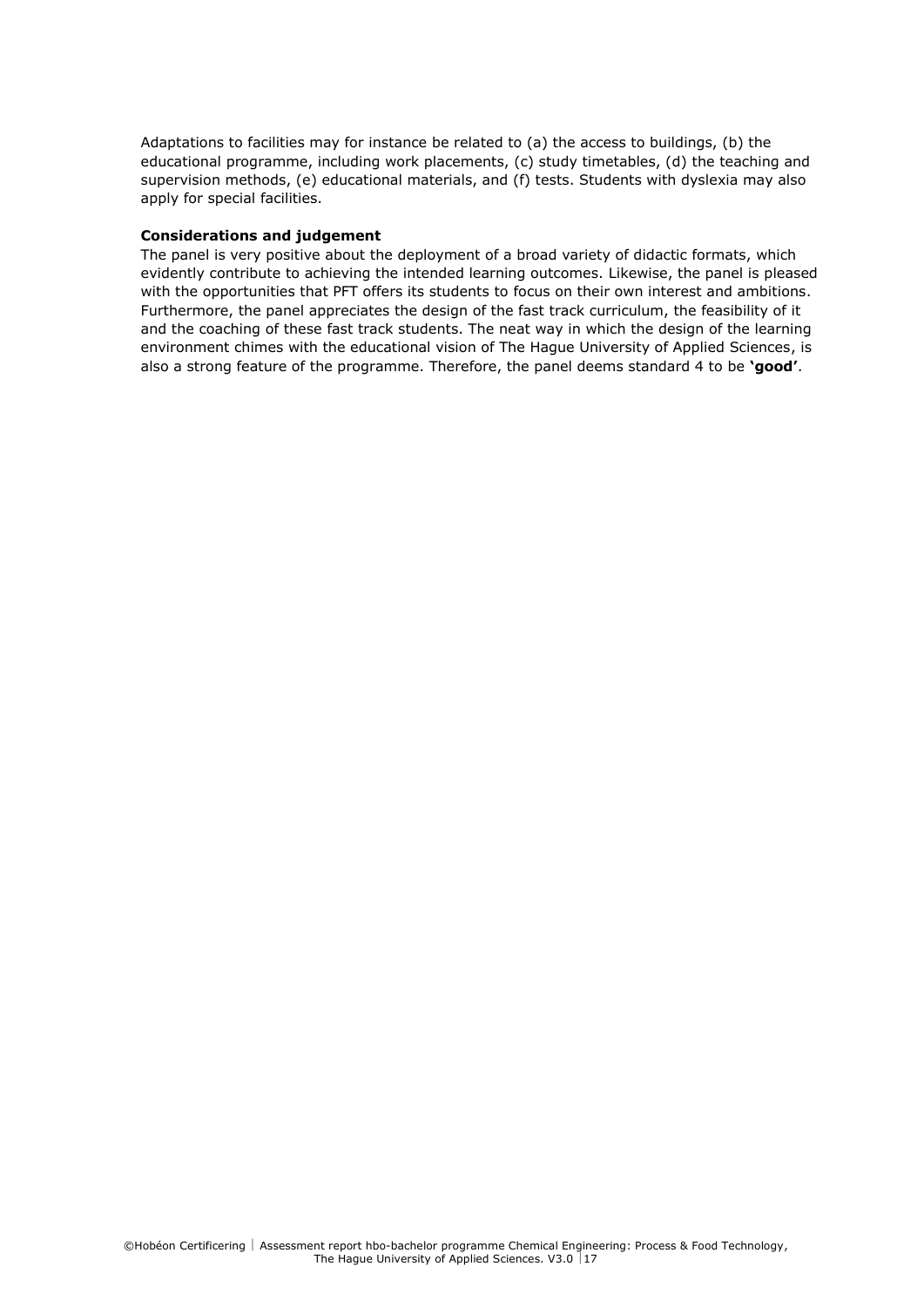Adaptations to facilities may for instance be related to (a) the access to buildings, (b) the educational programme, including work placements, (c) study timetables, (d) the teaching and supervision methods, (e) educational materials, and (f) tests. Students with dyslexia may also apply for special facilities.

**Considerations and judgement**

The panel is very positive about the deployment of a broad variety of didactic formats, which evidently contribute to achieving the intended learning outcomes. Likewise, the panel is pleased with the opportunities that PFT offers its students to focus on their own interest and ambitions. Furthermore, the panel appreciates the design of the fast track curriculum, the feasibility of it and the coaching of these fast track students. The neat way in which the design of the learning environment chimes with the educational vision of The Hague University of Applied Sciences, is also a strong feature of the programme. Therefore, the panel deems standard 4 to be **'good'**.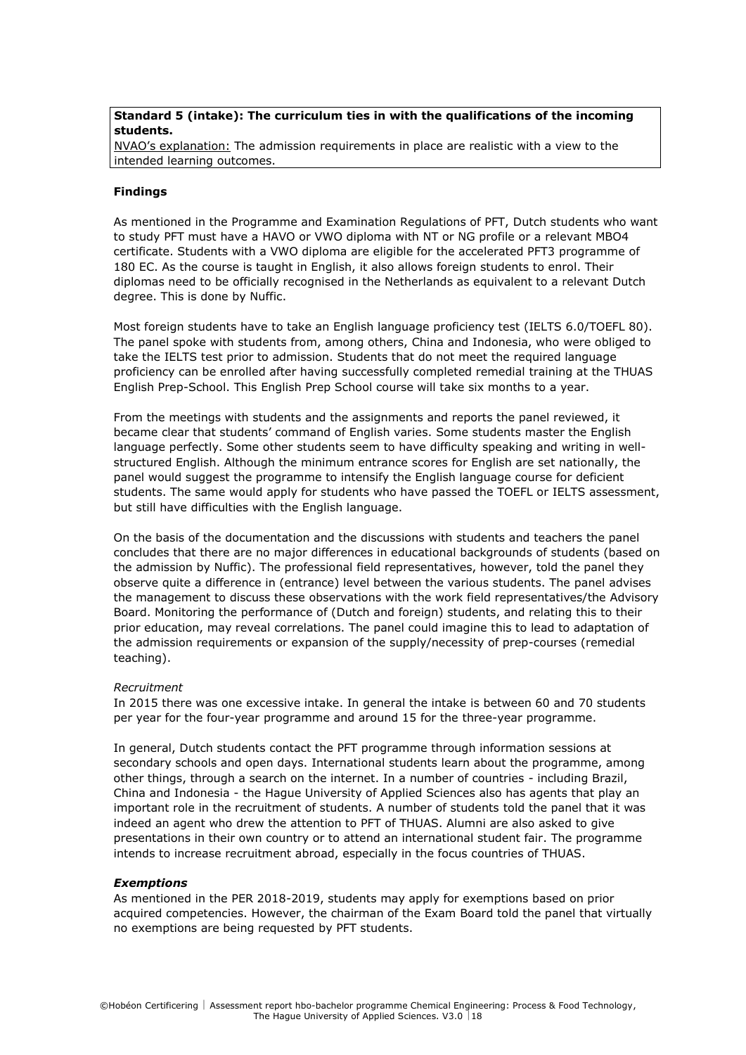**Standard 5 (intake): The curriculum ties in with the qualifications of the incoming students.**

NVAO's explanation: The admission requirements in place are realistic with a view to the intended learning outcomes.

**Findings**

As mentioned in the Programme and Examination Regulations of PFT, Dutch students who want to study PFT must have a HAVO or VWO diploma with NT or NG profile or a relevant MBO4 certificate. Students with a VWO diploma are eligible for the accelerated PFT3 programme of 180 EC. As the course is taught in English, it also allows foreign students to enrol. Their diplomas need to be officially recognised in the Netherlands as equivalent to a relevant Dutch degree. This is done by Nuffic.

Most foreign students have to take an English language proficiency test (IELTS 6.0/TOEFL 80). The panel spoke with students from, among others, China and Indonesia, who were obliged to take the IELTS test prior to admission. Students that do not meet the required language proficiency can be enrolled after having successfully completed remedial training at the THUAS English Prep-School. This English Prep School course will take six months to a year.

From the meetings with students and the assignments and reports the panel reviewed, it became clear that students' command of English varies. Some students master the English language perfectly. Some other students seem to have difficulty speaking and writing in well-structured English. Although the minimum entrance scores for English are set nationally, the panel would suggest the programme to intensify the English language course for deficient students. The same would apply for students who have passed the TOEFL or IELTS assessment, but still have difficulties with the English language.

On the basis of the documentation and the discussions with students and teachers the panel concludes that there are no major differences in educational backgrounds of students (based on the admission by Nuffic). The professional field representatives, however, told the panel they observe quite a difference in (entrance) level between the various students. The panel advises the management to discuss these observations with the work field representatives/the Advisory Board. Monitoring the performance of (Dutch and foreign) students, and relating this to their prior education, may reveal correlations. The panel could imagine this to lead to adaptation of the admission requirements or expansion of the supply/necessity of prep-courses (remedial teaching).

*Recruitment*

In 2015 there was one excessive intake. In general the intake is between 60 and 70 students per year for the four-year programme and around 15 for the three-year programme.

In general, Dutch students contact the PFT programme through information sessions at secondary schools and open days. International students learn about the programme, among other things, through a search on the internet. In a number of countries - including Brazil, China and Indonesia - the Hague University of Applied Sciences also has agents that play an important role in the recruitment of students. A number of students told the panel that it was indeed an agent who drew the attention to PFT of THUAS. Alumni are also asked to give presentations in their own country or to attend an international student fair. The programme intends to increase recruitment abroad, especially in the focus countries of THUAS.

***Exemptions***

As mentioned in the PER 2018-2019, students may apply for exemptions based on prior acquired competencies. However, the chairman of the Exam Board told the panel that virtually no exemptions are being requested by PFT students.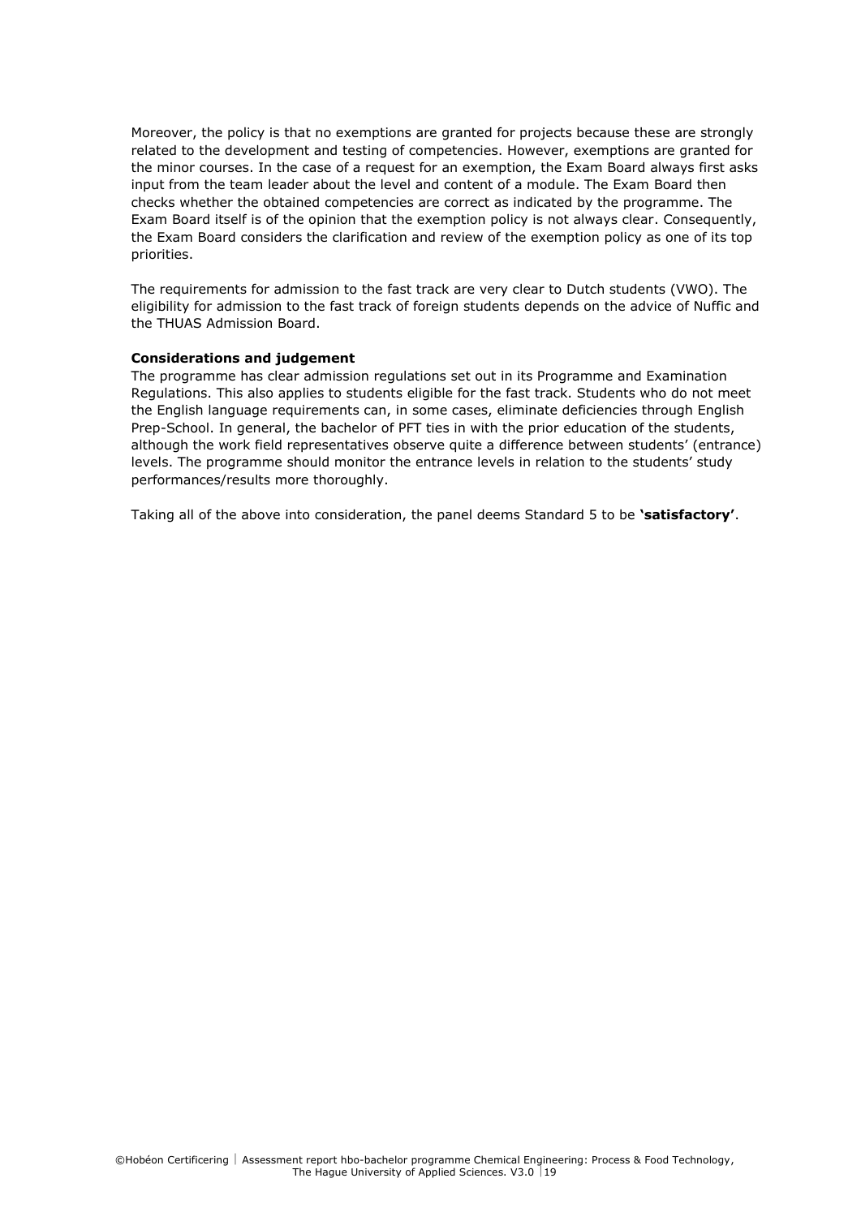Moreover, the policy is that no exemptions are granted for projects because these are strongly related to the development and testing of competencies. However, exemptions are granted for the minor courses. In the case of a request for an exemption, the Exam Board always first asks input from the team leader about the level and content of a module. The Exam Board then checks whether the obtained competencies are correct as indicated by the programme. The Exam Board itself is of the opinion that the exemption policy is not always clear. Consequently, the Exam Board considers the clarification and review of the exemption policy as one of its top priorities.

The requirements for admission to the fast track are very clear to Dutch students (VWO). The eligibility for admission to the fast track of foreign students depends on the advice of Nuffic and the THUAS Admission Board.

**Considerations and judgement**

The programme has clear admission regulations set out in its Programme and Examination Regulations. This also applies to students eligible for the fast track. Students who do not meet the English language requirements can, in some cases, eliminate deficiencies through English Prep-School. In general, the bachelor of PFT ties in with the prior education of the students, although the work field representatives observe quite a difference between students' (entrance) levels. The programme should monitor the entrance levels in relation to the students' study performances/results more thoroughly.

Taking all of the above into consideration, the panel deems Standard 5 to be **'satisfactory'**.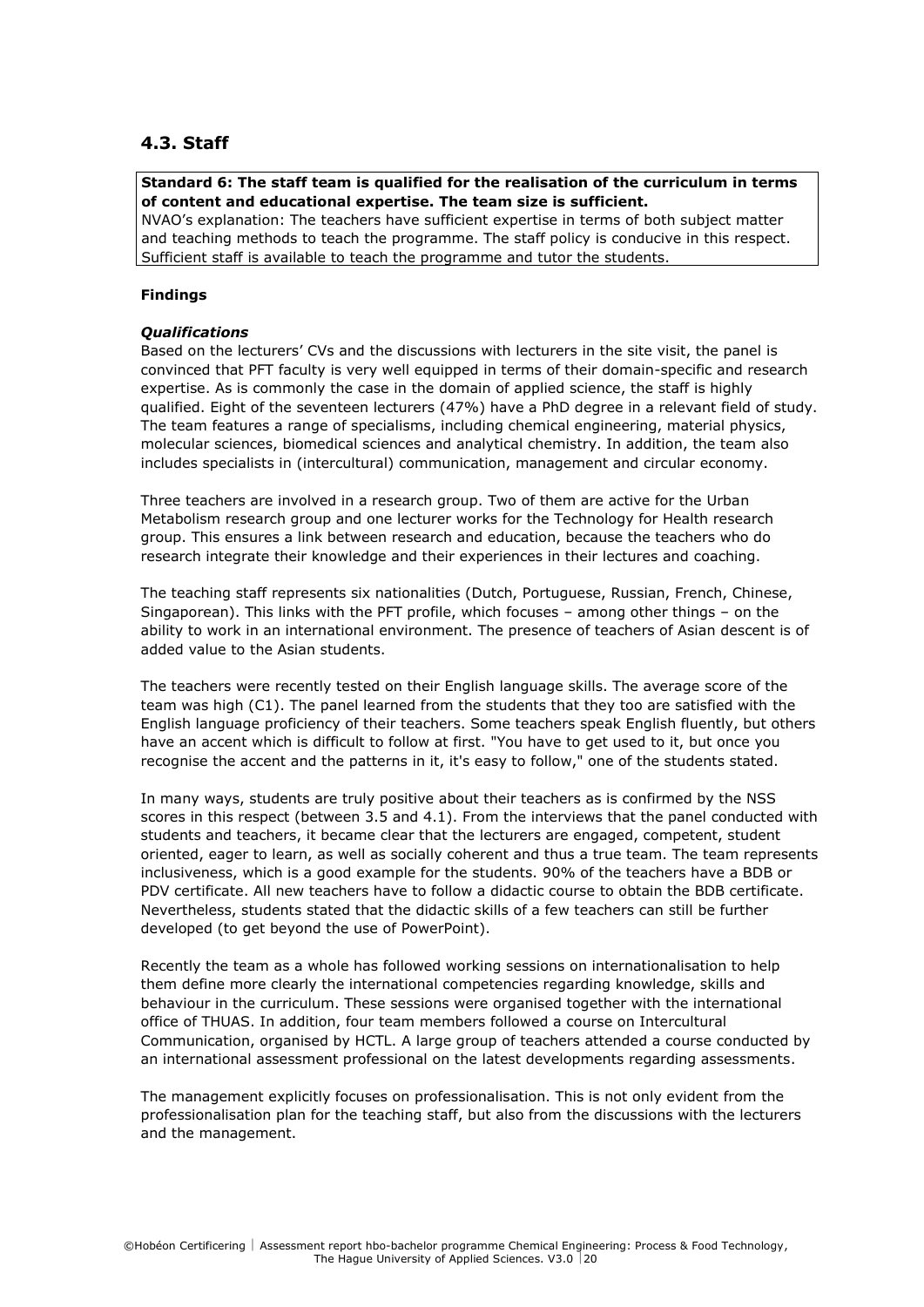## 4.3. Staff

**Standard 6: The staff team is qualified for the realisation of the curriculum in terms of content and educational expertise. The team size is sufficient.**
NVAO's explanation: The teachers have sufficient expertise in terms of both subject matter and teaching methods to teach the programme. The staff policy is conducive in this respect. Sufficient staff is available to teach the programme and tutor the students.

**Findings**

***Qualifications***
Based on the lecturers' CVs and the discussions with lecturers in the site visit, the panel is convinced that PFT faculty is very well equipped in terms of their domain-specific and research expertise. As is commonly the case in the domain of applied science, the staff is highly qualified. Eight of the seventeen lecturers (47%) have a PhD degree in a relevant field of study. The team features a range of specialisms, including chemical engineering, material physics, molecular sciences, biomedical sciences and analytical chemistry. In addition, the team also includes specialists in (intercultural) communication, management and circular economy.

Three teachers are involved in a research group. Two of them are active for the Urban Metabolism research group and one lecturer works for the Technology for Health research group. This ensures a link between research and education, because the teachers who do research integrate their knowledge and their experiences in their lectures and coaching.

The teaching staff represents six nationalities (Dutch, Portuguese, Russian, French, Chinese, Singaporean). This links with the PFT profile, which focuses – among other things – on the ability to work in an international environment. The presence of teachers of Asian descent is of added value to the Asian students.

The teachers were recently tested on their English language skills. The average score of the team was high (C1). The panel learned from the students that they too are satisfied with the English language proficiency of their teachers. Some teachers speak English fluently, but others have an accent which is difficult to follow at first. "You have to get used to it, but once you recognise the accent and the patterns in it, it's easy to follow," one of the students stated.

In many ways, students are truly positive about their teachers as is confirmed by the NSS scores in this respect (between 3.5 and 4.1). From the interviews that the panel conducted with students and teachers, it became clear that the lecturers are engaged, competent, student oriented, eager to learn, as well as socially coherent and thus a true team. The team represents inclusiveness, which is a good example for the students. 90% of the teachers have a BDB or PDV certificate. All new teachers have to follow a didactic course to obtain the BDB certificate. Nevertheless, students stated that the didactic skills of a few teachers can still be further developed (to get beyond the use of PowerPoint).

Recently the team as a whole has followed working sessions on internationalisation to help them define more clearly the international competencies regarding knowledge, skills and behaviour in the curriculum. These sessions were organised together with the international office of THUAS. In addition, four team members followed a course on Intercultural Communication, organised by HCTL. A large group of teachers attended a course conducted by an international assessment professional on the latest developments regarding assessments.

The management explicitly focuses on professionalisation. This is not only evident from the professionalisation plan for the teaching staff, but also from the discussions with the lecturers and the management.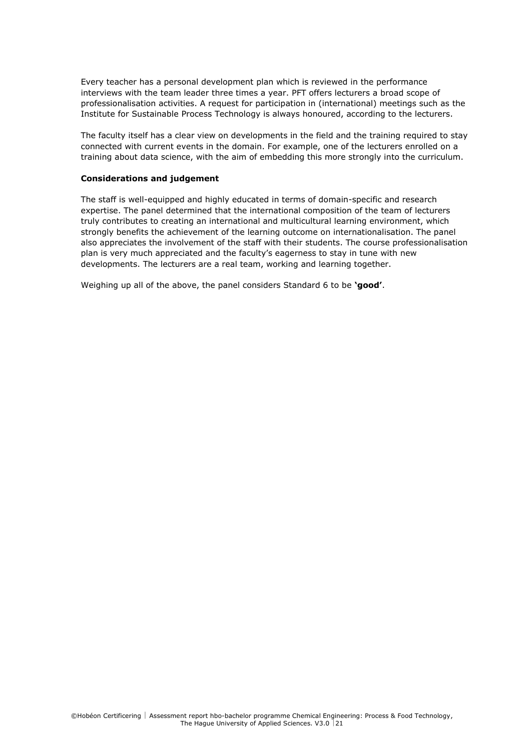Every teacher has a personal development plan which is reviewed in the performance interviews with the team leader three times a year. PFT offers lecturers a broad scope of professionalisation activities. A request for participation in (international) meetings such as the Institute for Sustainable Process Technology is always honoured, according to the lecturers.

The faculty itself has a clear view on developments in the field and the training required to stay connected with current events in the domain. For example, one of the lecturers enrolled on a training about data science, with the aim of embedding this more strongly into the curriculum.

**Considerations and judgement**

The staff is well-equipped and highly educated in terms of domain-specific and research expertise. The panel determined that the international composition of the team of lecturers truly contributes to creating an international and multicultural learning environment, which strongly benefits the achievement of the learning outcome on internationalisation. The panel also appreciates the involvement of the staff with their students. The course professionalisation plan is very much appreciated and the faculty's eagerness to stay in tune with new developments. The lecturers are a real team, working and learning together.

Weighing up all of the above, the panel considers Standard 6 to be **'good'**.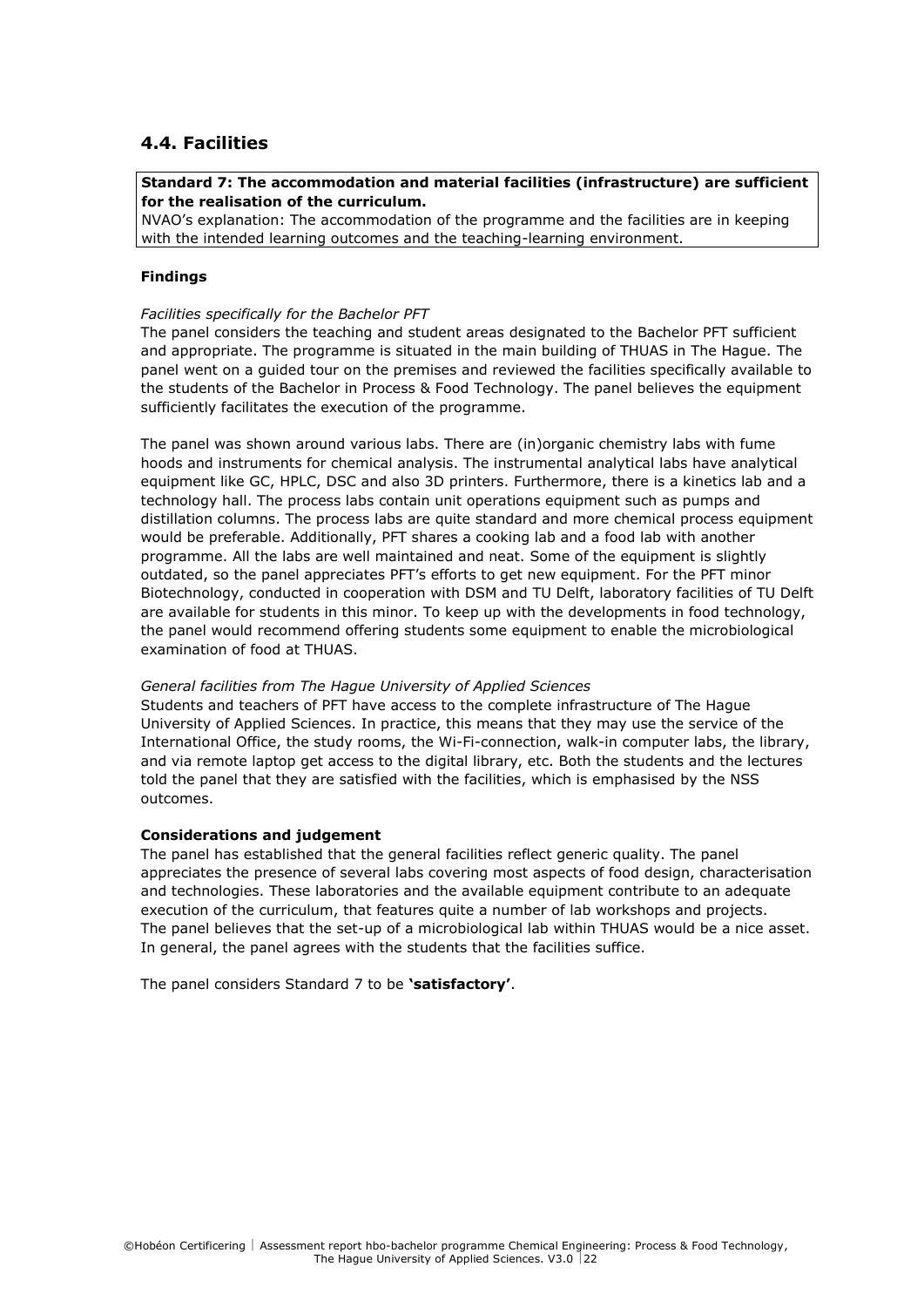## 4.4. Facilities

**Standard 7: The accommodation and material facilities (infrastructure) are sufficient for the realisation of the curriculum.**
NVAO's explanation: The accommodation of the programme and the facilities are in keeping with the intended learning outcomes and the teaching-learning environment.

**Findings**

*Facilities specifically for the Bachelor PFT*
The panel considers the teaching and student areas designated to the Bachelor PFT sufficient and appropriate. The programme is situated in the main building of THUAS in The Hague. The panel went on a guided tour on the premises and reviewed the facilities specifically available to the students of the Bachelor in Process & Food Technology. The panel believes the equipment sufficiently facilitates the execution of the programme.

The panel was shown around various labs. There are (in)organic chemistry labs with fume hoods and instruments for chemical analysis. The instrumental analytical labs have analytical equipment like GC, HPLC, DSC and also 3D printers. Furthermore, there is a kinetics lab and a technology hall. The process labs contain unit operations equipment such as pumps and distillation columns. The process labs are quite standard and more chemical process equipment would be preferable. Additionally, PFT shares a cooking lab and a food lab with another programme. All the labs are well maintained and neat. Some of the equipment is slightly outdated, so the panel appreciates PFT's efforts to get new equipment. For the PFT minor Biotechnology, conducted in cooperation with DSM and TU Delft, laboratory facilities of TU Delft are available for students in this minor. To keep up with the developments in food technology, the panel would recommend offering students some equipment to enable the microbiological examination of food at THUAS.

*General facilities from The Hague University of Applied Sciences*
Students and teachers of PFT have access to the complete infrastructure of The Hague University of Applied Sciences. In practice, this means that they may use the service of the International Office, the study rooms, the Wi-Fi-connection, walk-in computer labs, the library, and via remote laptop get access to the digital library, etc. Both the students and the lectures told the panel that they are satisfied with the facilities, which is emphasised by the NSS outcomes.

**Considerations and judgement**
The panel has established that the general facilities reflect generic quality. The panel appreciates the presence of several labs covering most aspects of food design, characterisation and technologies. These laboratories and the available equipment contribute to an adequate execution of the curriculum, that features quite a number of lab workshops and projects. The panel believes that the set-up of a microbiological lab within THUAS would be a nice asset. In general, the panel agrees with the students that the facilities suffice.

The panel considers Standard 7 to be **'satisfactory'**.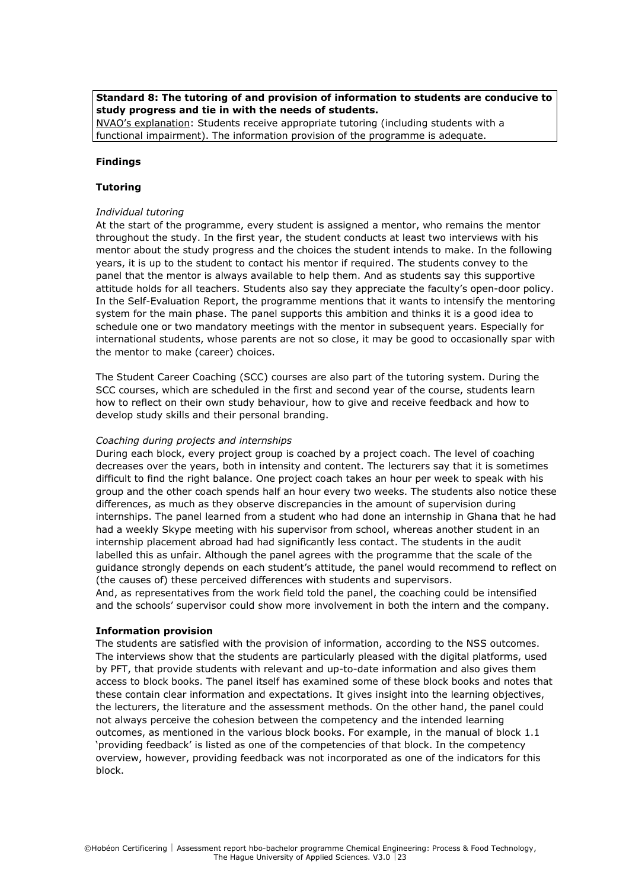**Standard 8: The tutoring of and provision of information to students are conducive to study progress and tie in with the needs of students.**

NVAO's explanation: Students receive appropriate tutoring (including students with a functional impairment). The information provision of the programme is adequate.

**Findings**

**Tutoring**

*Individual tutoring*

At the start of the programme, every student is assigned a mentor, who remains the mentor throughout the study. In the first year, the student conducts at least two interviews with his mentor about the study progress and the choices the student intends to make. In the following years, it is up to the student to contact his mentor if required. The students convey to the panel that the mentor is always available to help them. And as students say this supportive attitude holds for all teachers. Students also say they appreciate the faculty's open-door policy. In the Self-Evaluation Report, the programme mentions that it wants to intensify the mentoring system for the main phase. The panel supports this ambition and thinks it is a good idea to schedule one or two mandatory meetings with the mentor in subsequent years. Especially for international students, whose parents are not so close, it may be good to occasionally spar with the mentor to make (career) choices.

The Student Career Coaching (SCC) courses are also part of the tutoring system. During the SCC courses, which are scheduled in the first and second year of the course, students learn how to reflect on their own study behaviour, how to give and receive feedback and how to develop study skills and their personal branding.

*Coaching during projects and internships*

During each block, every project group is coached by a project coach. The level of coaching decreases over the years, both in intensity and content. The lecturers say that it is sometimes difficult to find the right balance. One project coach takes an hour per week to speak with his group and the other coach spends half an hour every two weeks. The students also notice these differences, as much as they observe discrepancies in the amount of supervision during internships. The panel learned from a student who had done an internship in Ghana that he had had a weekly Skype meeting with his supervisor from school, whereas another student in an internship placement abroad had had significantly less contact. The students in the audit labelled this as unfair. Although the panel agrees with the programme that the scale of the guidance strongly depends on each student's attitude, the panel would recommend to reflect on (the causes of) these perceived differences with students and supervisors.
And, as representatives from the work field told the panel, the coaching could be intensified and the schools' supervisor could show more involvement in both the intern and the company.

**Information provision**

The students are satisfied with the provision of information, according to the NSS outcomes. The interviews show that the students are particularly pleased with the digital platforms, used by PFT, that provide students with relevant and up-to-date information and also gives them access to block books. The panel itself has examined some of these block books and notes that these contain clear information and expectations. It gives insight into the learning objectives, the lecturers, the literature and the assessment methods. On the other hand, the panel could not always perceive the cohesion between the competency and the intended learning outcomes, as mentioned in the various block books. For example, in the manual of block 1.1 'providing feedback' is listed as one of the competencies of that block. In the competency overview, however, providing feedback was not incorporated as one of the indicators for this block.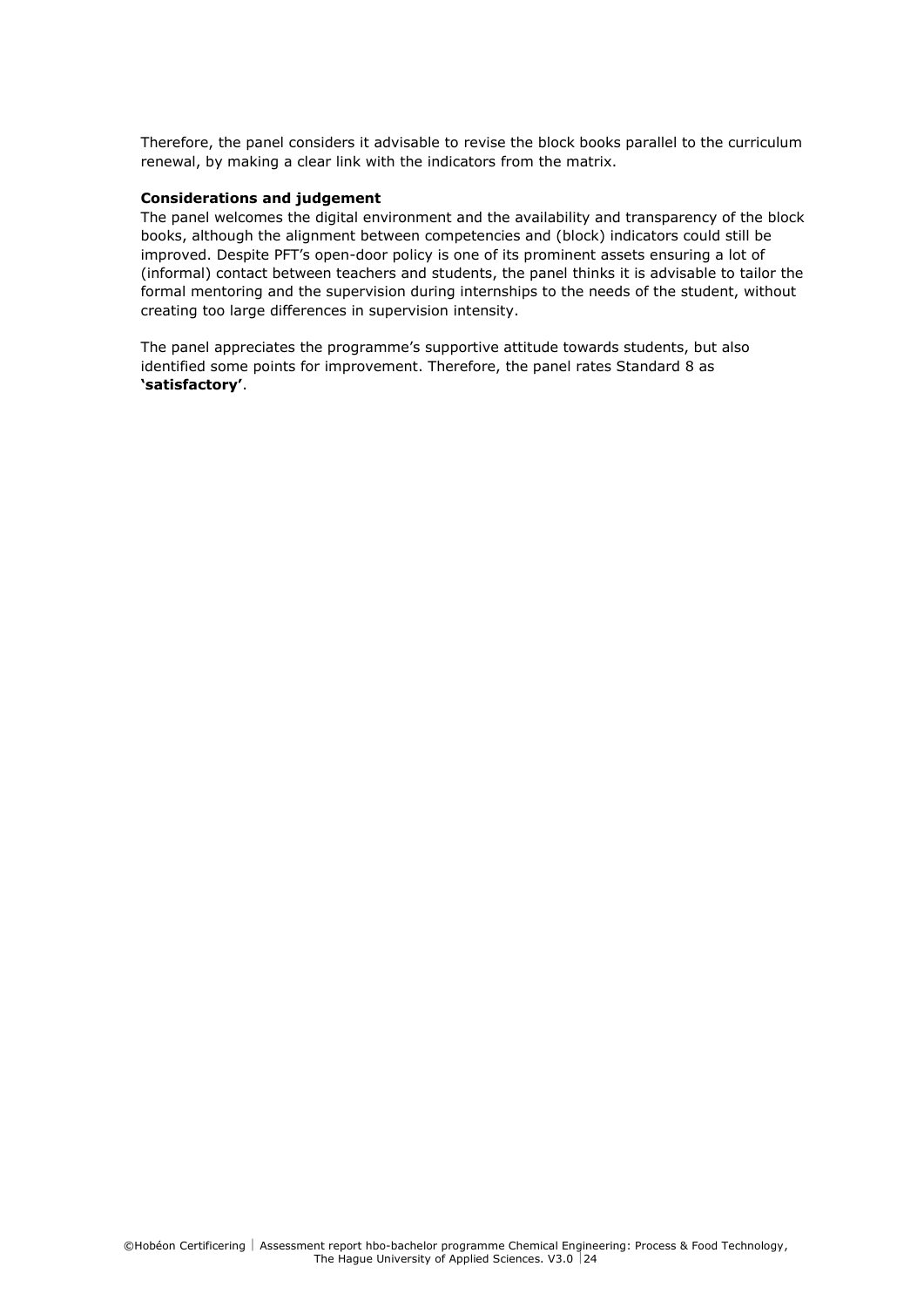Therefore, the panel considers it advisable to revise the block books parallel to the curriculum renewal, by making a clear link with the indicators from the matrix.

**Considerations and judgement**

The panel welcomes the digital environment and the availability and transparency of the block books, although the alignment between competencies and (block) indicators could still be improved. Despite PFT's open-door policy is one of its prominent assets ensuring a lot of (informal) contact between teachers and students, the panel thinks it is advisable to tailor the formal mentoring and the supervision during internships to the needs of the student, without creating too large differences in supervision intensity.

The panel appreciates the programme's supportive attitude towards students, but also identified some points for improvement. Therefore, the panel rates Standard 8 as **'satisfactory'**.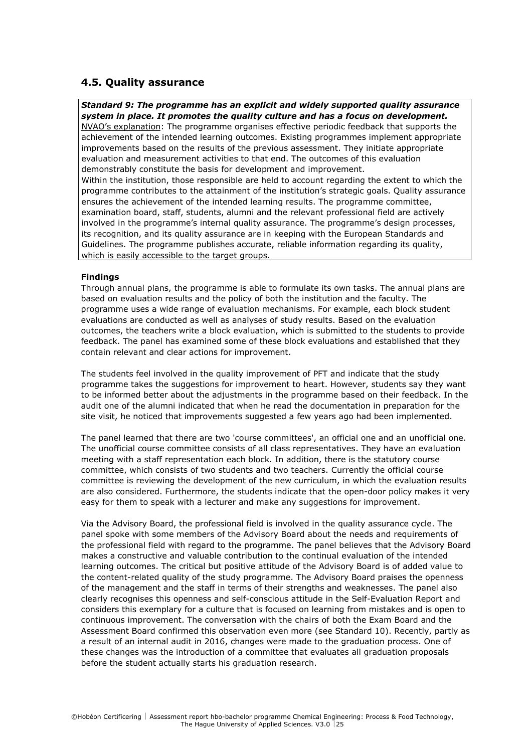## 4.5. Quality assurance

***Standard 9: The programme has an explicit and widely supported quality assurance system in place. It promotes the quality culture and has a focus on development.***
NVAO's explanation: The programme organises effective periodic feedback that supports the achievement of the intended learning outcomes. Existing programmes implement appropriate improvements based on the results of the previous assessment. They initiate appropriate evaluation and measurement activities to that end. The outcomes of this evaluation demonstrably constitute the basis for development and improvement.
Within the institution, those responsible are held to account regarding the extent to which the programme contributes to the attainment of the institution's strategic goals. Quality assurance ensures the achievement of the intended learning results. The programme committee, examination board, staff, students, alumni and the relevant professional field are actively involved in the programme's internal quality assurance. The programme's design processes, its recognition, and its quality assurance are in keeping with the European Standards and Guidelines. The programme publishes accurate, reliable information regarding its quality, which is easily accessible to the target groups.

**Findings**

Through annual plans, the programme is able to formulate its own tasks. The annual plans are based on evaluation results and the policy of both the institution and the faculty. The programme uses a wide range of evaluation mechanisms. For example, each block student evaluations are conducted as well as analyses of study results. Based on the evaluation outcomes, the teachers write a block evaluation, which is submitted to the students to provide feedback. The panel has examined some of these block evaluations and established that they contain relevant and clear actions for improvement.

The students feel involved in the quality improvement of PFT and indicate that the study programme takes the suggestions for improvement to heart. However, students say they want to be informed better about the adjustments in the programme based on their feedback. In the audit one of the alumni indicated that when he read the documentation in preparation for the site visit, he noticed that improvements suggested a few years ago had been implemented.

The panel learned that there are two 'course committees', an official one and an unofficial one. The unofficial course committee consists of all class representatives. They have an evaluation meeting with a staff representation each block. In addition, there is the statutory course committee, which consists of two students and two teachers. Currently the official course committee is reviewing the development of the new curriculum, in which the evaluation results are also considered. Furthermore, the students indicate that the open-door policy makes it very easy for them to speak with a lecturer and make any suggestions for improvement.

Via the Advisory Board, the professional field is involved in the quality assurance cycle. The panel spoke with some members of the Advisory Board about the needs and requirements of the professional field with regard to the programme. The panel believes that the Advisory Board makes a constructive and valuable contribution to the continual evaluation of the intended learning outcomes. The critical but positive attitude of the Advisory Board is of added value to the content-related quality of the study programme. The Advisory Board praises the openness of the management and the staff in terms of their strengths and weaknesses. The panel also clearly recognises this openness and self-conscious attitude in the Self-Evaluation Report and considers this exemplary for a culture that is focused on learning from mistakes and is open to continuous improvement. The conversation with the chairs of both the Exam Board and the Assessment Board confirmed this observation even more (see Standard 10). Recently, partly as a result of an internal audit in 2016, changes were made to the graduation process. One of these changes was the introduction of a committee that evaluates all graduation proposals before the student actually starts his graduation research.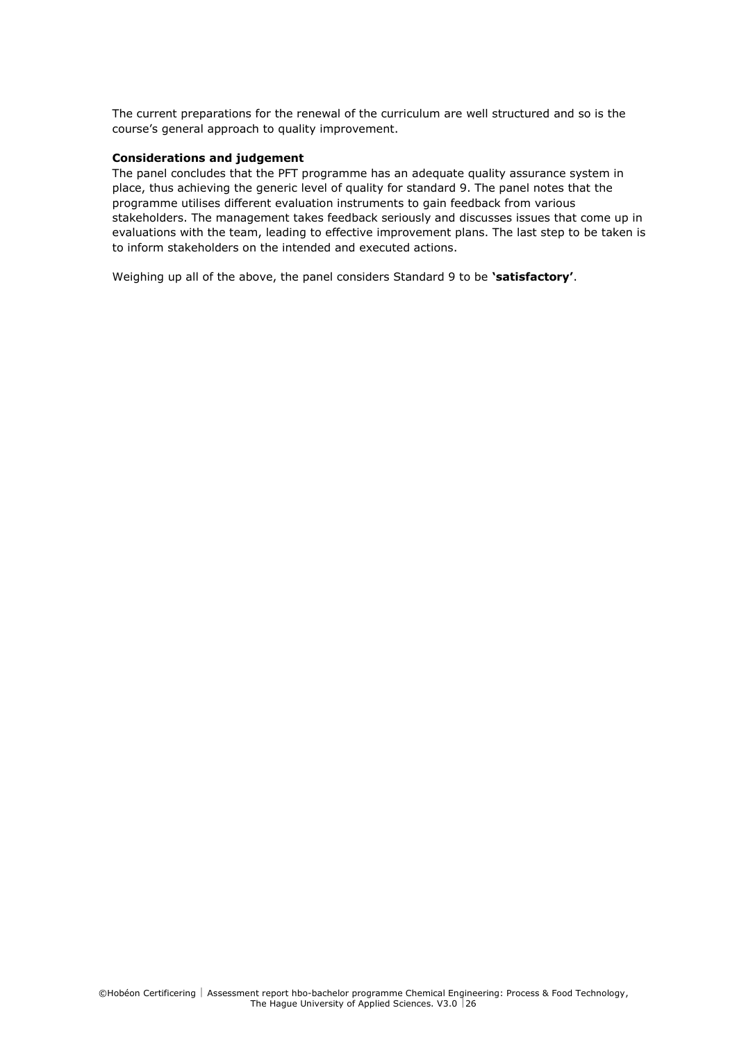The current preparations for the renewal of the curriculum are well structured and so is the course's general approach to quality improvement.

**Considerations and judgement**

The panel concludes that the PFT programme has an adequate quality assurance system in place, thus achieving the generic level of quality for standard 9. The panel notes that the programme utilises different evaluation instruments to gain feedback from various stakeholders. The management takes feedback seriously and discusses issues that come up in evaluations with the team, leading to effective improvement plans. The last step to be taken is to inform stakeholders on the intended and executed actions.

Weighing up all of the above, the panel considers Standard 9 to be **'satisfactory'**.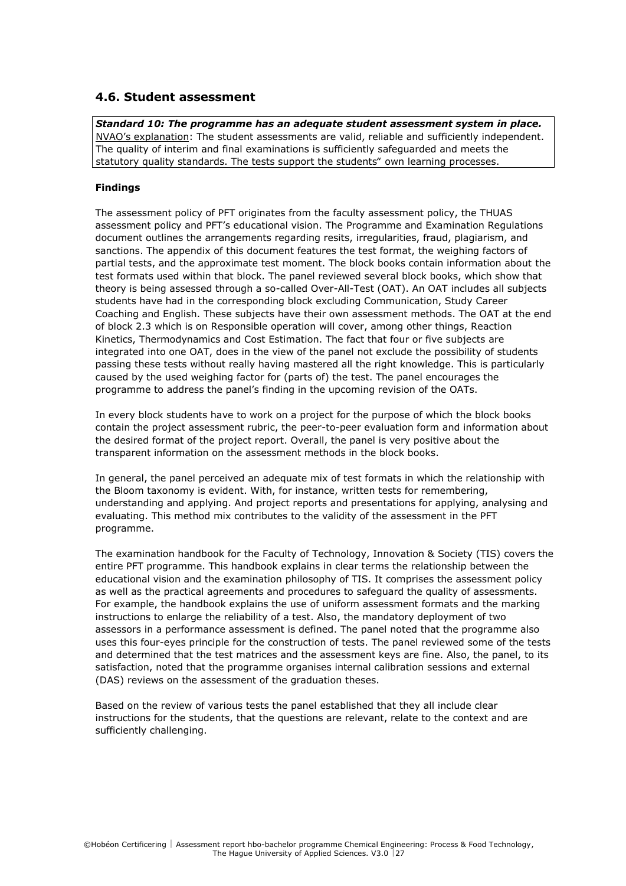## 4.6. Student assessment

***Standard 10: The programme has an adequate student assessment system in place.***
NVAO's explanation: The student assessments are valid, reliable and sufficiently independent. The quality of interim and final examinations is sufficiently safeguarded and meets the statutory quality standards. The tests support the students" own learning processes.

**Findings**

The assessment policy of PFT originates from the faculty assessment policy, the THUAS assessment policy and PFT's educational vision. The Programme and Examination Regulations document outlines the arrangements regarding resits, irregularities, fraud, plagiarism, and sanctions. The appendix of this document features the test format, the weighing factors of partial tests, and the approximate test moment. The block books contain information about the test formats used within that block. The panel reviewed several block books, which show that theory is being assessed through a so-called Over-All-Test (OAT). An OAT includes all subjects students have had in the corresponding block excluding Communication, Study Career Coaching and English. These subjects have their own assessment methods. The OAT at the end of block 2.3 which is on Responsible operation will cover, among other things, Reaction Kinetics, Thermodynamics and Cost Estimation. The fact that four or five subjects are integrated into one OAT, does in the view of the panel not exclude the possibility of students passing these tests without really having mastered all the right knowledge. This is particularly caused by the used weighing factor for (parts of) the test. The panel encourages the programme to address the panel's finding in the upcoming revision of the OATs.

In every block students have to work on a project for the purpose of which the block books contain the project assessment rubric, the peer-to-peer evaluation form and information about the desired format of the project report. Overall, the panel is very positive about the transparent information on the assessment methods in the block books.

In general, the panel perceived an adequate mix of test formats in which the relationship with the Bloom taxonomy is evident. With, for instance, written tests for remembering, understanding and applying. And project reports and presentations for applying, analysing and evaluating. This method mix contributes to the validity of the assessment in the PFT programme.

The examination handbook for the Faculty of Technology, Innovation & Society (TIS) covers the entire PFT programme. This handbook explains in clear terms the relationship between the educational vision and the examination philosophy of TIS. It comprises the assessment policy as well as the practical agreements and procedures to safeguard the quality of assessments. For example, the handbook explains the use of uniform assessment formats and the marking instructions to enlarge the reliability of a test. Also, the mandatory deployment of two assessors in a performance assessment is defined. The panel noted that the programme also uses this four-eyes principle for the construction of tests. The panel reviewed some of the tests and determined that the test matrices and the assessment keys are fine. Also, the panel, to its satisfaction, noted that the programme organises internal calibration sessions and external (DAS) reviews on the assessment of the graduation theses.

Based on the review of various tests the panel established that they all include clear instructions for the students, that the questions are relevant, relate to the context and are sufficiently challenging.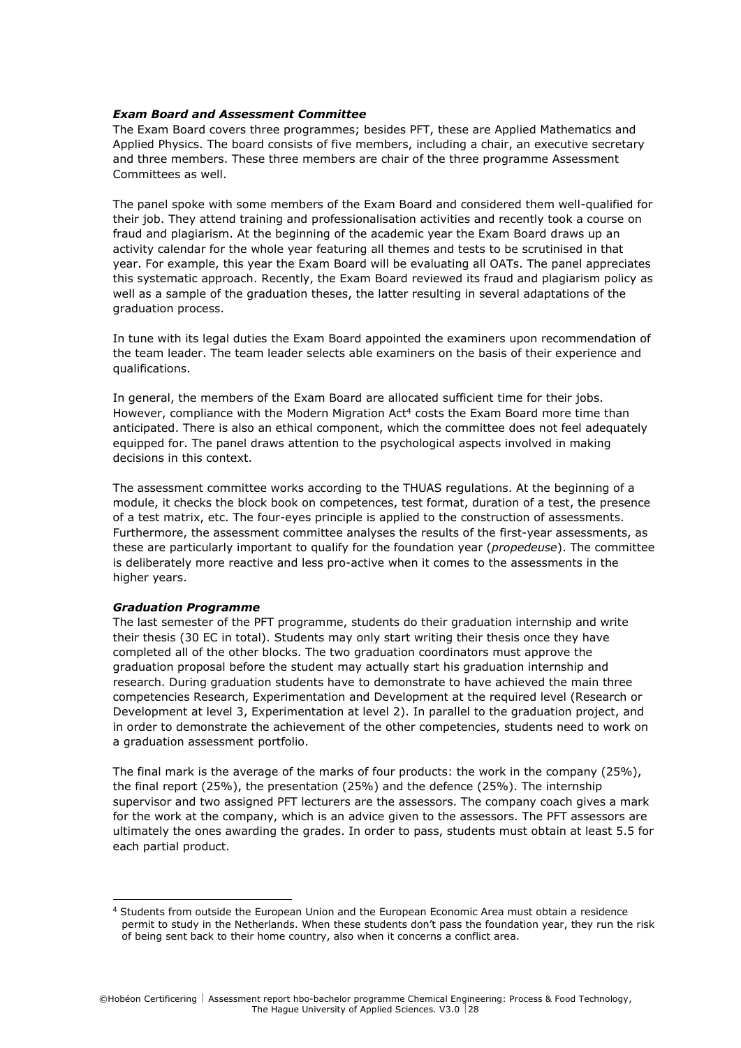***Exam Board and Assessment Committee***

The Exam Board covers three programmes; besides PFT, these are Applied Mathematics and Applied Physics. The board consists of five members, including a chair, an executive secretary and three members. These three members are chair of the three programme Assessment Committees as well.

The panel spoke with some members of the Exam Board and considered them well-qualified for their job. They attend training and professionalisation activities and recently took a course on fraud and plagiarism. At the beginning of the academic year the Exam Board draws up an activity calendar for the whole year featuring all themes and tests to be scrutinised in that year. For example, this year the Exam Board will be evaluating all OATs. The panel appreciates this systematic approach. Recently, the Exam Board reviewed its fraud and plagiarism policy as well as a sample of the graduation theses, the latter resulting in several adaptations of the graduation process.

In tune with its legal duties the Exam Board appointed the examiners upon recommendation of the team leader. The team leader selects able examiners on the basis of their experience and qualifications.

In general, the members of the Exam Board are allocated sufficient time for their jobs. However, compliance with the Modern Migration Act[4] costs the Exam Board more time than anticipated. There is also an ethical component, which the committee does not feel adequately equipped for. The panel draws attention to the psychological aspects involved in making decisions in this context.

The assessment committee works according to the THUAS regulations. At the beginning of a module, it checks the block book on competences, test format, duration of a test, the presence of a test matrix, etc. The four-eyes principle is applied to the construction of assessments. Furthermore, the assessment committee analyses the results of the first-year assessments, as these are particularly important to qualify for the foundation year (*propedeuse*). The committee is deliberately more reactive and less pro-active when it comes to the assessments in the higher years.

***Graduation Programme***

The last semester of the PFT programme, students do their graduation internship and write their thesis (30 EC in total). Students may only start writing their thesis once they have completed all of the other blocks. The two graduation coordinators must approve the graduation proposal before the student may actually start his graduation internship and research. During graduation students have to demonstrate to have achieved the main three competencies Research, Experimentation and Development at the required level (Research or Development at level 3, Experimentation at level 2). In parallel to the graduation project, and in order to demonstrate the achievement of the other competencies, students need to work on a graduation assessment portfolio.

The final mark is the average of the marks of four products: the work in the company (25%), the final report (25%), the presentation (25%) and the defence (25%). The internship supervisor and two assigned PFT lecturers are the assessors. The company coach gives a mark for the work at the company, which is an advice given to the assessors. The PFT assessors are ultimately the ones awarding the grades. In order to pass, students must obtain at least 5.5 for each partial product.

---

[4] Students from outside the European Union and the European Economic Area must obtain a residence permit to study in the Netherlands. When these students don't pass the foundation year, they run the risk of being sent back to their home country, also when it concerns a conflict area.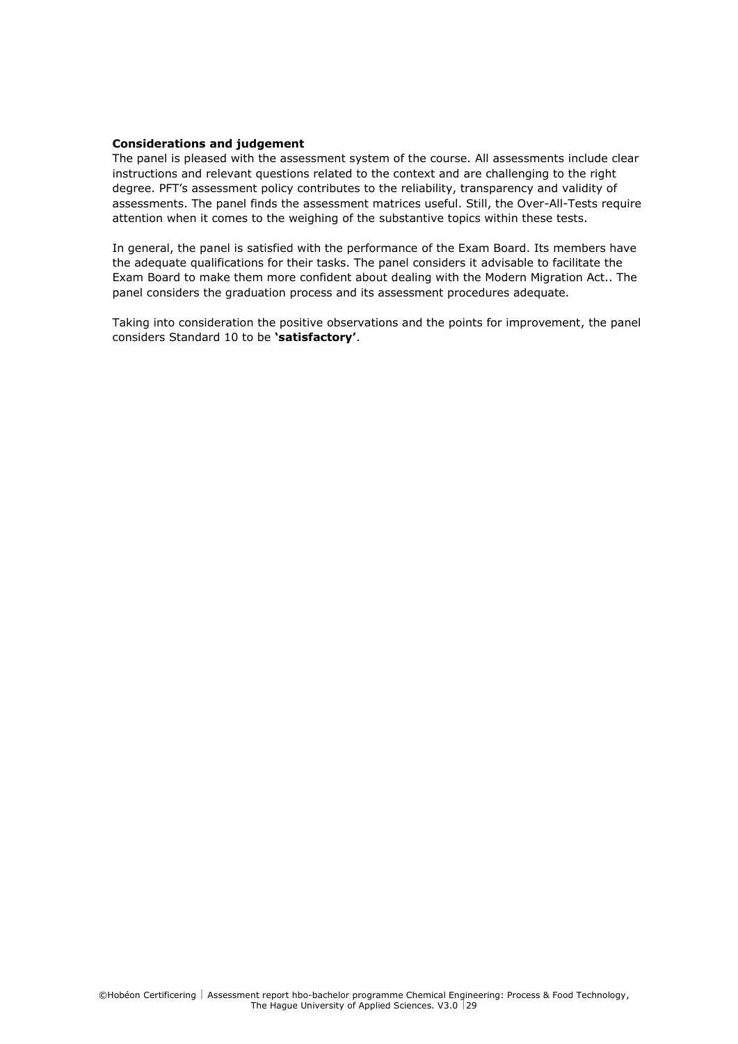**Considerations and judgement**

The panel is pleased with the assessment system of the course. All assessments include clear instructions and relevant questions related to the context and are challenging to the right degree. PFT's assessment policy contributes to the reliability, transparency and validity of assessments. The panel finds the assessment matrices useful. Still, the Over-All-Tests require attention when it comes to the weighing of the substantive topics within these tests.

In general, the panel is satisfied with the performance of the Exam Board. Its members have the adequate qualifications for their tasks. The panel considers it advisable to facilitate the Exam Board to make them more confident about dealing with the Modern Migration Act.. The panel considers the graduation process and its assessment procedures adequate.

Taking into consideration the positive observations and the points for improvement, the panel considers Standard 10 to be **'satisfactory'**.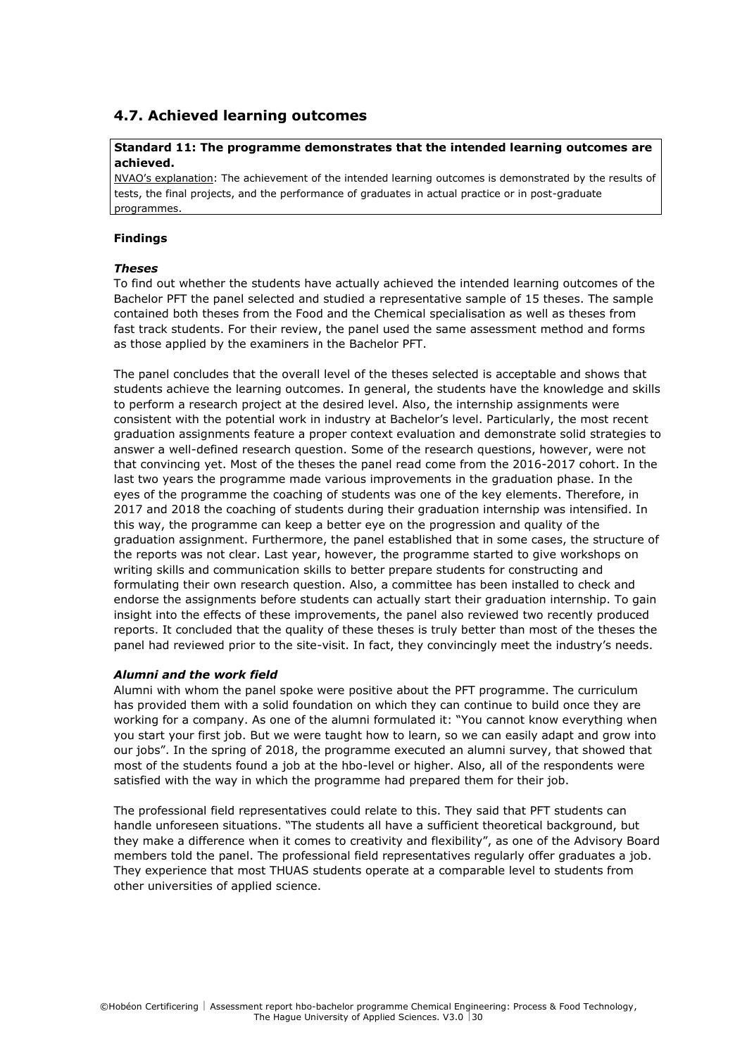## 4.7. Achieved learning outcomes

**Standard 11: The programme demonstrates that the intended learning outcomes are achieved.**

NVAO's explanation: The achievement of the intended learning outcomes is demonstrated by the results of tests, the final projects, and the performance of graduates in actual practice or in post-graduate programmes.

**Findings**

***Theses***

To find out whether the students have actually achieved the intended learning outcomes of the Bachelor PFT the panel selected and studied a representative sample of 15 theses. The sample contained both theses from the Food and the Chemical specialisation as well as theses from fast track students. For their review, the panel used the same assessment method and forms as those applied by the examiners in the Bachelor PFT.

The panel concludes that the overall level of the theses selected is acceptable and shows that students achieve the learning outcomes. In general, the students have the knowledge and skills to perform a research project at the desired level. Also, the internship assignments were consistent with the potential work in industry at Bachelor's level. Particularly, the most recent graduation assignments feature a proper context evaluation and demonstrate solid strategies to answer a well-defined research question. Some of the research questions, however, were not that convincing yet. Most of the theses the panel read come from the 2016-2017 cohort. In the last two years the programme made various improvements in the graduation phase. In the eyes of the programme the coaching of students was one of the key elements. Therefore, in 2017 and 2018 the coaching of students during their graduation internship was intensified. In this way, the programme can keep a better eye on the progression and quality of the graduation assignment. Furthermore, the panel established that in some cases, the structure of the reports was not clear. Last year, however, the programme started to give workshops on writing skills and communication skills to better prepare students for constructing and formulating their own research question. Also, a committee has been installed to check and endorse the assignments before students can actually start their graduation internship. To gain insight into the effects of these improvements, the panel also reviewed two recently produced reports. It concluded that the quality of these theses is truly better than most of the theses the panel had reviewed prior to the site-visit. In fact, they convincingly meet the industry's needs.

***Alumni and the work field***

Alumni with whom the panel spoke were positive about the PFT programme. The curriculum has provided them with a solid foundation on which they can continue to build once they are working for a company. As one of the alumni formulated it: "You cannot know everything when you start your first job. But we were taught how to learn, so we can easily adapt and grow into our jobs". In the spring of 2018, the programme executed an alumni survey, that showed that most of the students found a job at the hbo-level or higher. Also, all of the respondents were satisfied with the way in which the programme had prepared them for their job.

The professional field representatives could relate to this. They said that PFT students can handle unforeseen situations. "The students all have a sufficient theoretical background, but they make a difference when it comes to creativity and flexibility", as one of the Advisory Board members told the panel. The professional field representatives regularly offer graduates a job. They experience that most THUAS students operate at a comparable level to students from other universities of applied science.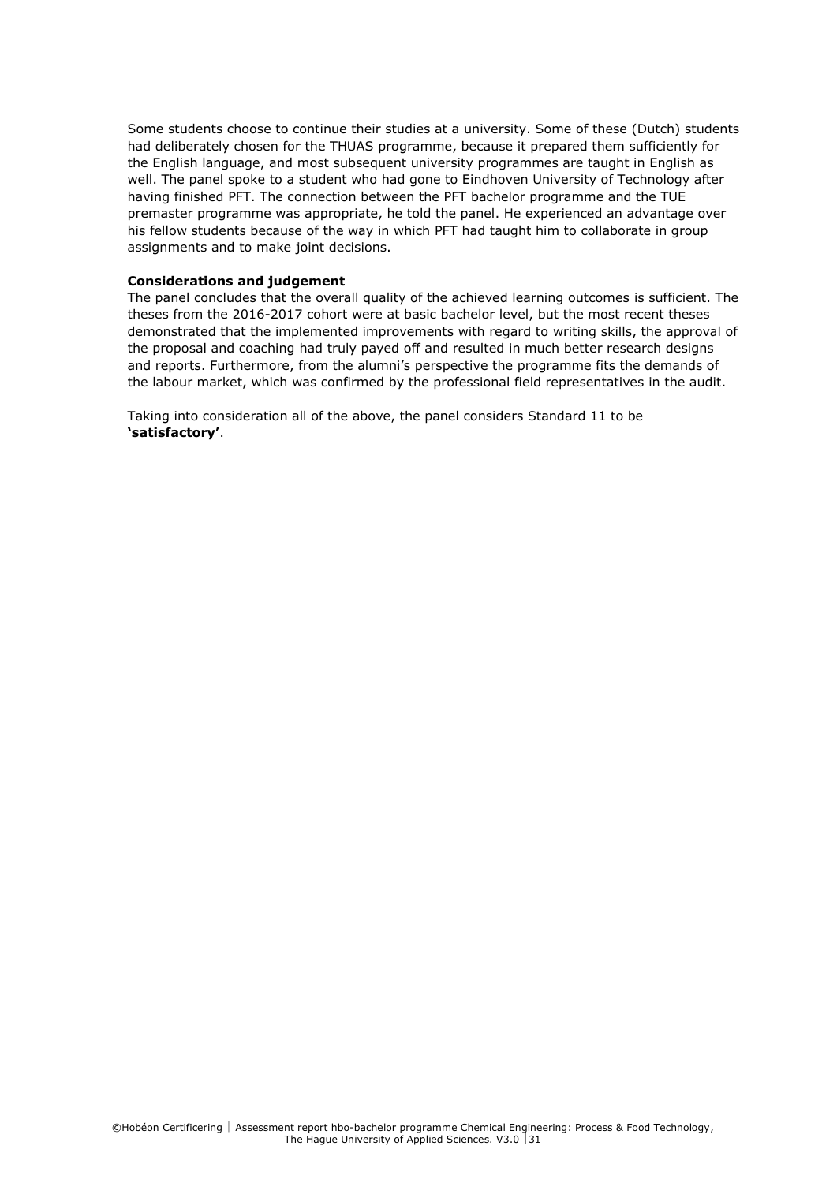Some students choose to continue their studies at a university. Some of these (Dutch) students had deliberately chosen for the THUAS programme, because it prepared them sufficiently for the English language, and most subsequent university programmes are taught in English as well. The panel spoke to a student who had gone to Eindhoven University of Technology after having finished PFT. The connection between the PFT bachelor programme and the TUE premaster programme was appropriate, he told the panel. He experienced an advantage over his fellow students because of the way in which PFT had taught him to collaborate in group assignments and to make joint decisions.

**Considerations and judgement**

The panel concludes that the overall quality of the achieved learning outcomes is sufficient. The theses from the 2016-2017 cohort were at basic bachelor level, but the most recent theses demonstrated that the implemented improvements with regard to writing skills, the approval of the proposal and coaching had truly payed off and resulted in much better research designs and reports. Furthermore, from the alumni's perspective the programme fits the demands of the labour market, which was confirmed by the professional field representatives in the audit.

Taking into consideration all of the above, the panel considers Standard 11 to be **'satisfactory'**.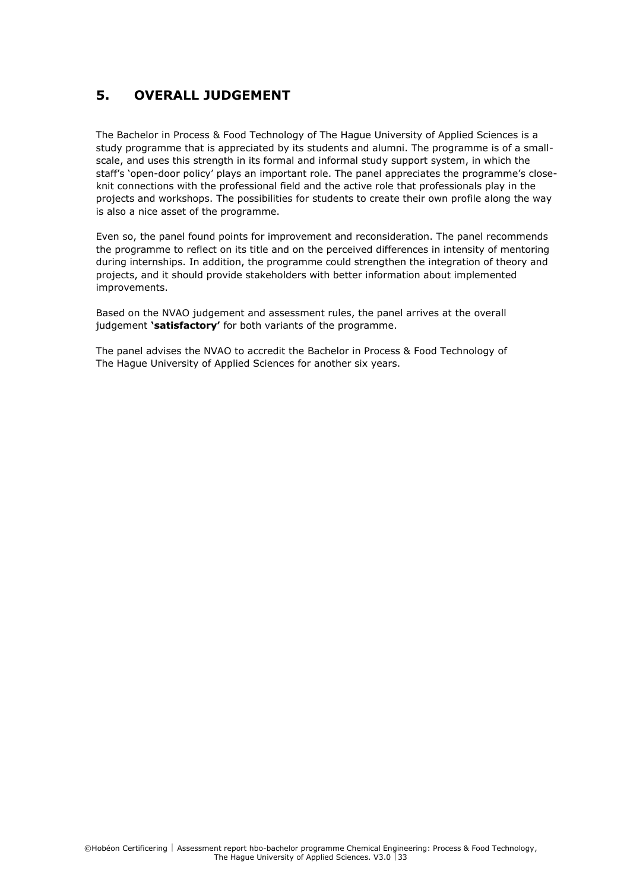## 5. OVERALL JUDGEMENT

The Bachelor in Process & Food Technology of The Hague University of Applied Sciences is a study programme that is appreciated by its students and alumni. The programme is of a small-scale, and uses this strength in its formal and informal study support system, in which the staff's 'open-door policy' plays an important role. The panel appreciates the programme's close-knit connections with the professional field and the active role that professionals play in the projects and workshops. The possibilities for students to create their own profile along the way is also a nice asset of the programme.

Even so, the panel found points for improvement and reconsideration. The panel recommends the programme to reflect on its title and on the perceived differences in intensity of mentoring during internships. In addition, the programme could strengthen the integration of theory and projects, and it should provide stakeholders with better information about implemented improvements.

Based on the NVAO judgement and assessment rules, the panel arrives at the overall judgement **'satisfactory'** for both variants of the programme.

The panel advises the NVAO to accredit the Bachelor in Process & Food Technology of The Hague University of Applied Sciences for another six years.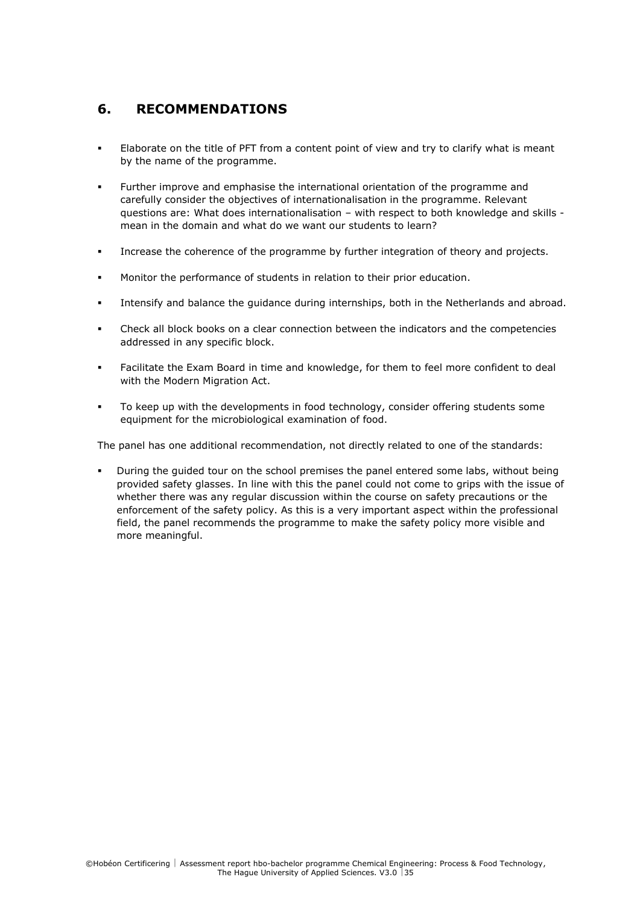## 6. RECOMMENDATIONS

- Elaborate on the title of PFT from a content point of view and try to clarify what is meant by the name of the programme.
- Further improve and emphasise the international orientation of the programme and carefully consider the objectives of internationalisation in the programme. Relevant questions are: What does internationalisation – with respect to both knowledge and skills - mean in the domain and what do we want our students to learn?
- Increase the coherence of the programme by further integration of theory and projects.
- Monitor the performance of students in relation to their prior education.
- Intensify and balance the guidance during internships, both in the Netherlands and abroad.
- Check all block books on a clear connection between the indicators and the competencies addressed in any specific block.
- Facilitate the Exam Board in time and knowledge, for them to feel more confident to deal with the Modern Migration Act.
- To keep up with the developments in food technology, consider offering students some equipment for the microbiological examination of food.

The panel has one additional recommendation, not directly related to one of the standards:

- During the guided tour on the school premises the panel entered some labs, without being provided safety glasses. In line with this the panel could not come to grips with the issue of whether there was any regular discussion within the course on safety precautions or the enforcement of the safety policy. As this is a very important aspect within the professional field, the panel recommends the programme to make the safety policy more visible and more meaningful.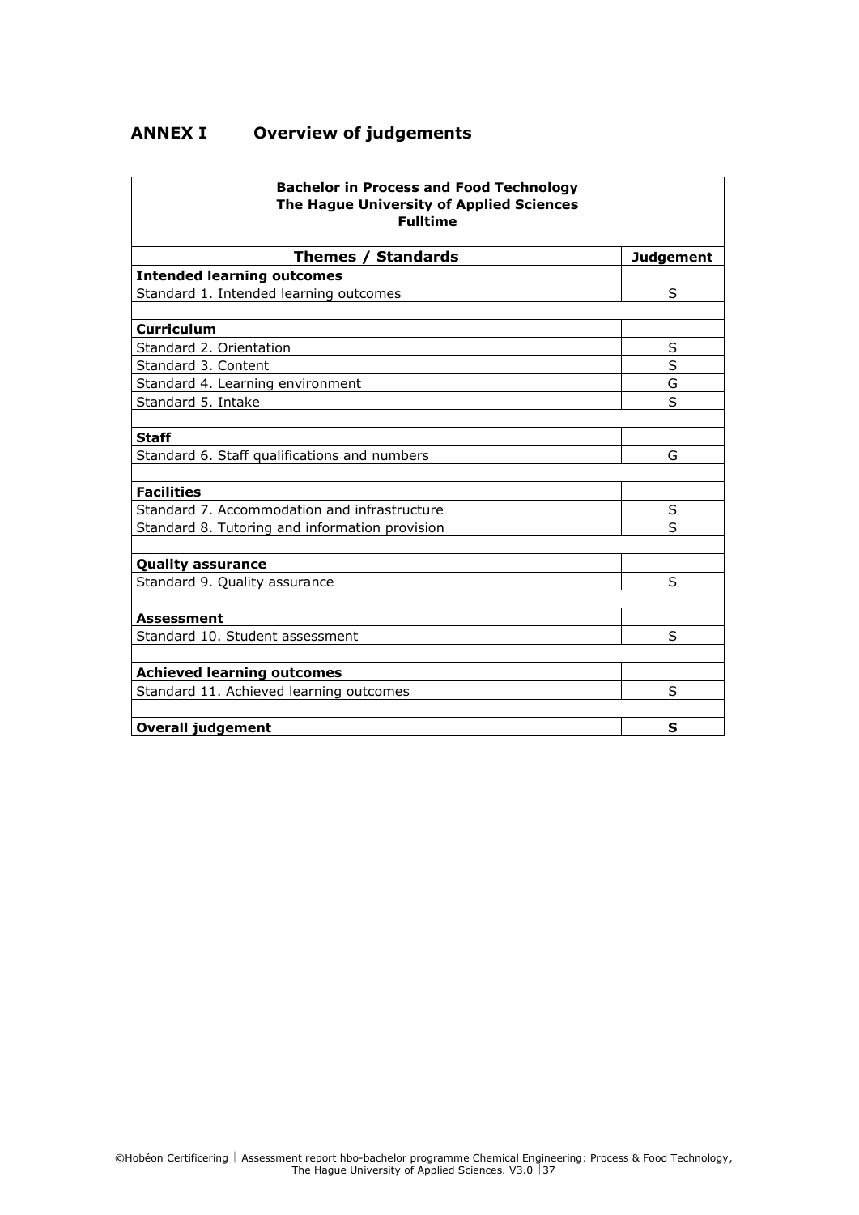# ANNEX I Overview of judgements

| **Bachelor in Process and Food Technology<br>The Hague University of Applied Sciences<br>Fulltime** | |
|---|---|
| **Themes / Standards** | **Judgement** |
| **Intended learning outcomes** | |
| Standard 1. Intended learning outcomes | S |
| | |
| **Curriculum** | |
| Standard 2. Orientation | S |
| Standard 3. Content | S |
| Standard 4. Learning environment | G |
| Standard 5. Intake | S |
| | |
| **Staff** | |
| Standard 6. Staff qualifications and numbers | G |
| | |
| **Facilities** | |
| Standard 7. Accommodation and infrastructure | S |
| Standard 8. Tutoring and information provision | S |
| | |
| **Quality assurance** | |
| Standard 9. Quality assurance | S |
| | |
| **Assessment** | |
| Standard 10. Student assessment | S |
| | |
| **Achieved learning outcomes** | |
| Standard 11. Achieved learning outcomes | S |
| | |
| **Overall judgement** | **S** |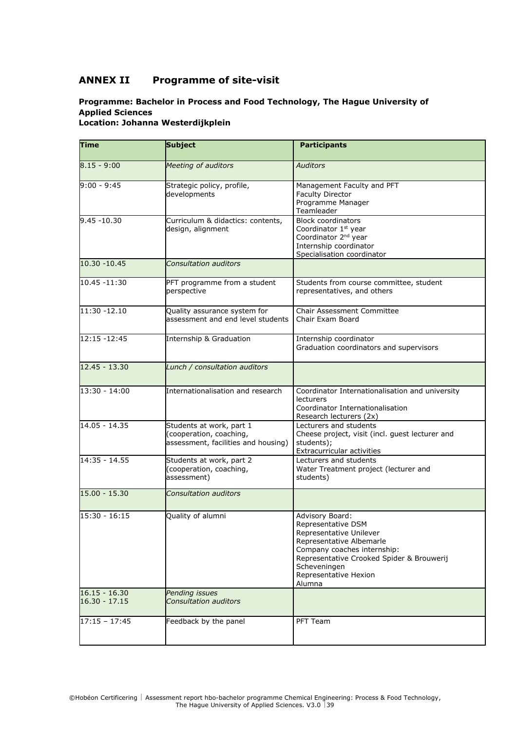## ANNEX II Programme of site-visit

**Programme: Bachelor in Process and Food Technology, The Hague University of Applied Sciences**
**Location: Johanna Westerdijkplein**

| Time | Subject | Participants |
|---|---|---|
| 8.15 - 9:00 | *Meeting of auditors* | *Auditors* |
| 9:00 - 9:45 | Strategic policy, profile, developments | Management Faculty and PFT<br>Faculty Director<br>Programme Manager<br>Teamleader |
| 9.45 -10.30 | Curriculum & didactics: contents, design, alignment | Block coordinators<br>Coordinator 1st year<br>Coordinator 2nd year<br>Internship coordinator<br>Specialisation coordinator |
| 10.30 -10.45 | *Consultation auditors* | |
| 10.45 -11:30 | PFT programme from a student perspective | Students from course committee, student representatives, and others |
| 11:30 -12.10 | Quality assurance system for assessment and end level students | Chair Assessment Committee<br>Chair Exam Board |
| 12:15 -12:45 | Internship & Graduation | Internship coordinator<br>Graduation coordinators and supervisors |
| 12.45 - 13.30 | *Lunch / consultation auditors* | |
| 13:30 - 14:00 | Internationalisation and research | Coordinator Internationalisation and university lecturers<br>Coordinator Internationalisation<br>Research lecturers (2x) |
| 14.05 - 14.35 | Students at work, part 1 (cooperation, coaching, assessment, facilities and housing) | Lecturers and students<br>Cheese project, visit (incl. guest lecturer and students);<br>Extracurricular activities |
| 14:35 - 14.55 | Students at work, part 2 (cooperation, coaching, assessment) | Lecturers and students<br>Water Treatment project (lecturer and students) |
| 15.00 - 15.30 | *Consultation auditors* | |
| 15:30 - 16:15 | Quality of alumni | Advisory Board:<br>Representative DSM<br>Representative Unilever<br>Representative Albemarle<br>Company coaches internship:<br>Representative Crooked Spider & Brouwerij Scheveningen<br>Representative Hexion<br>Alumna |
| 16.15 - 16.30<br>16.30 - 17.15 | *Pending issues*<br>*Consultation auditors* | |
| 17:15 – 17:45 | Feedback by the panel | PFT Team |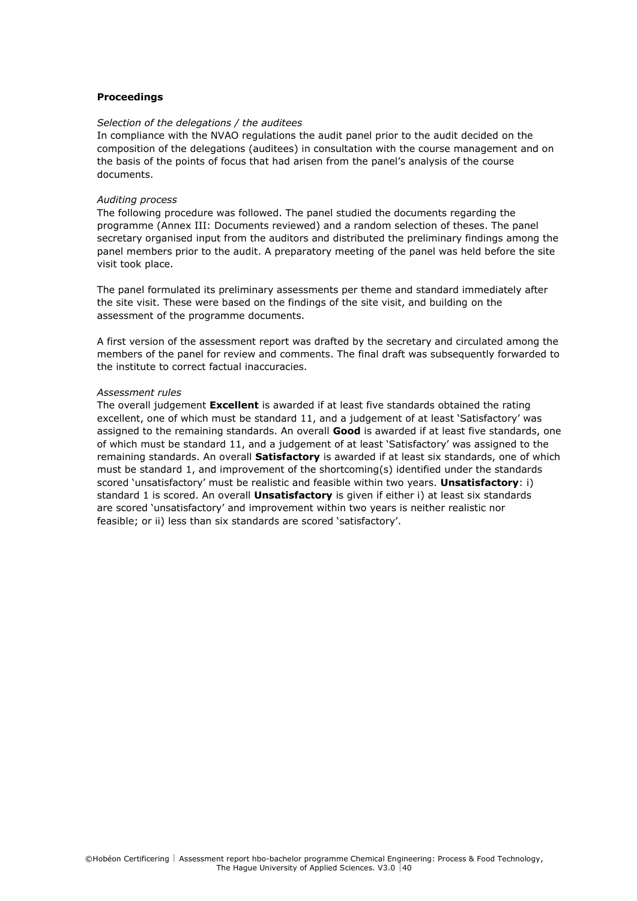**Proceedings**

*Selection of the delegations / the auditees*

In compliance with the NVAO regulations the audit panel prior to the audit decided on the composition of the delegations (auditees) in consultation with the course management and on the basis of the points of focus that had arisen from the panel's analysis of the course documents.

*Auditing process*

The following procedure was followed. The panel studied the documents regarding the programme (Annex III: Documents reviewed) and a random selection of theses. The panel secretary organised input from the auditors and distributed the preliminary findings among the panel members prior to the audit. A preparatory meeting of the panel was held before the site visit took place.

The panel formulated its preliminary assessments per theme and standard immediately after the site visit. These were based on the findings of the site visit, and building on the assessment of the programme documents.

A first version of the assessment report was drafted by the secretary and circulated among the members of the panel for review and comments. The final draft was subsequently forwarded to the institute to correct factual inaccuracies.

*Assessment rules*

The overall judgement **Excellent** is awarded if at least five standards obtained the rating excellent, one of which must be standard 11, and a judgement of at least 'Satisfactory' was assigned to the remaining standards. An overall **Good** is awarded if at least five standards, one of which must be standard 11, and a judgement of at least 'Satisfactory' was assigned to the remaining standards. An overall **Satisfactory** is awarded if at least six standards, one of which must be standard 1, and improvement of the shortcoming(s) identified under the standards scored 'unsatisfactory' must be realistic and feasible within two years. **Unsatisfactory**: i) standard 1 is scored. An overall **Unsatisfactory** is given if either i) at least six standards are scored 'unsatisfactory' and improvement within two years is neither realistic nor feasible; or ii) less than six standards are scored 'satisfactory'.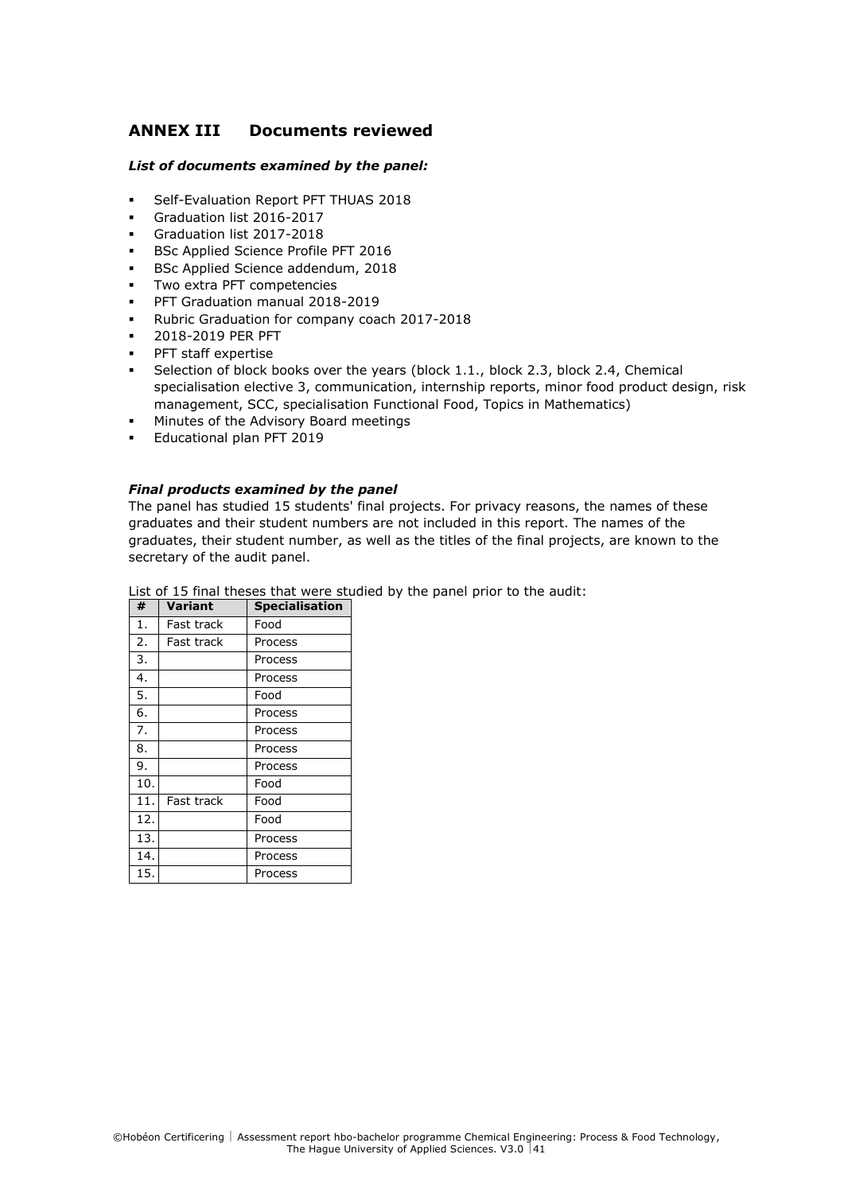## ANNEX III Documents reviewed

***List of documents examined by the panel:***

- Self-Evaluation Report PFT THUAS 2018
- Graduation list 2016-2017
- Graduation list 2017-2018
- BSc Applied Science Profile PFT 2016
- BSc Applied Science addendum, 2018
- Two extra PFT competencies
- PFT Graduation manual 2018-2019
- Rubric Graduation for company coach 2017-2018
- 2018-2019 PER PFT
- PFT staff expertise
- Selection of block books over the years (block 1.1., block 2.3, block 2.4, Chemical specialisation elective 3, communication, internship reports, minor food product design, risk management, SCC, specialisation Functional Food, Topics in Mathematics)
- Minutes of the Advisory Board meetings
- Educational plan PFT 2019

***Final products examined by the panel***

The panel has studied 15 students' final projects. For privacy reasons, the names of these graduates and their student numbers are not included in this report. The names of the graduates, their student number, as well as the titles of the final projects, are known to the secretary of the audit panel.

List of 15 final theses that were studied by the panel prior to the audit:

| # | Variant | Specialisation |
|---|---|---|
| 1. | Fast track | Food |
| 2. | Fast track | Process |
| 3. | | Process |
| 4. | | Process |
| 5. | | Food |
| 6. | | Process |
| 7. | | Process |
| 8. | | Process |
| 9. | | Process |
| 10. | | Food |
| 11. | Fast track | Food |
| 12. | | Food |
| 13. | | Process |
| 14. | | Process |
| 15. | | Process |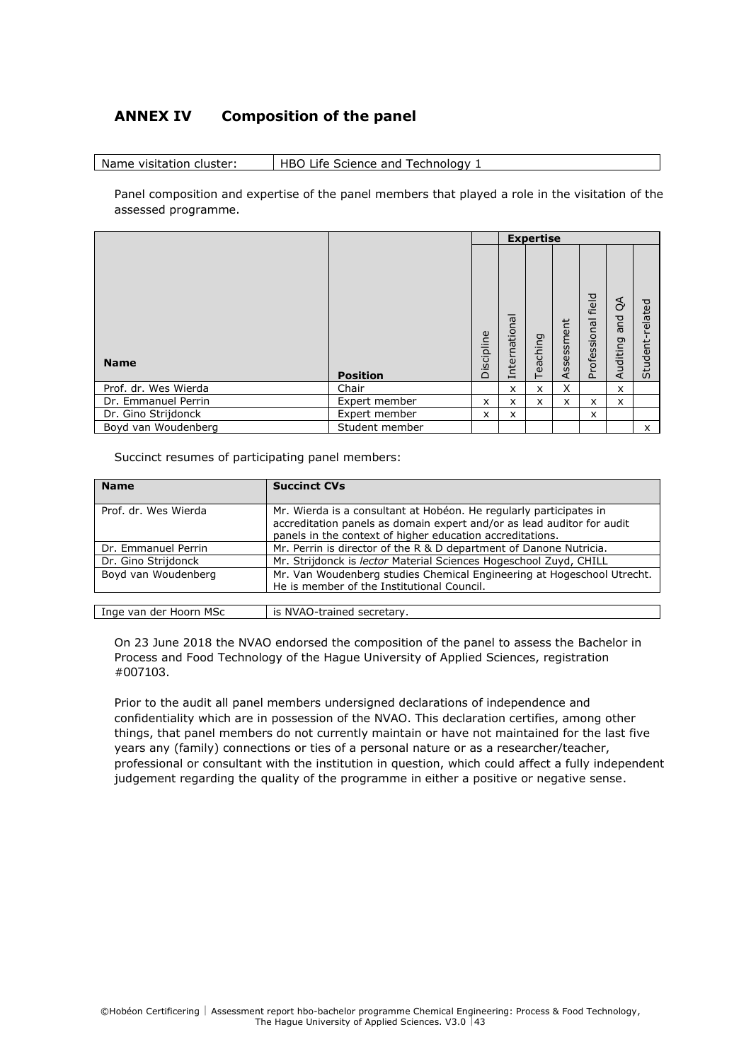## ANNEX IV Composition of the panel

| Name visitation cluster: | HBO Life Science and Technology 1 |
|---|---|

Panel composition and expertise of the panel members that played a role in the visitation of the assessed programme.

| | | Expertise | | | | | | |
|---|---|---|---|---|---|---|---|---|
| **Name** | **Position** | Discipline | International | Teaching | Assessment | Professional field | Auditing and QA | Student-related |
| Prof. dr. Wes Wierda | Chair | | x | x | X | | x | |
| Dr. Emmanuel Perrin | Expert member | x | x | x | x | x | x | |
| Dr. Gino Strijdonck | Expert member | x | x | | | x | | |
| Boyd van Woudenberg | Student member | | | | | | | x |

Succinct resumes of participating panel members:

| **Name** | **Succinct CVs** |
|---|---|
| Prof. dr. Wes Wierda | Mr. Wierda is a consultant at Hobéon. He regularly participates in accreditation panels as domain expert and/or as lead auditor for audit panels in the context of higher education accreditations. |
| Dr. Emmanuel Perrin | Mr. Perrin is director of the R & D department of Danone Nutricia. |
| Dr. Gino Strijdonck | Mr. Strijdonck is *lector* Material Sciences Hogeschool Zuyd, CHILL |
| Boyd van Woudenberg | Mr. Van Woudenberg studies Chemical Engineering at Hogeschool Utrecht. He is member of the Institutional Council. |

| Inge van der Hoorn MSc | is NVAO-trained secretary. |
|---|---|

On 23 June 2018 the NVAO endorsed the composition of the panel to assess the Bachelor in Process and Food Technology of the Hague University of Applied Sciences, registration #007103.

Prior to the audit all panel members undersigned declarations of independence and confidentiality which are in possession of the NVAO. This declaration certifies, among other things, that panel members do not currently maintain or have not maintained for the last five years any (family) connections or ties of a personal nature or as a researcher/teacher, professional or consultant with the institution in question, which could affect a fully independent judgement regarding the quality of the programme in either a positive or negative sense.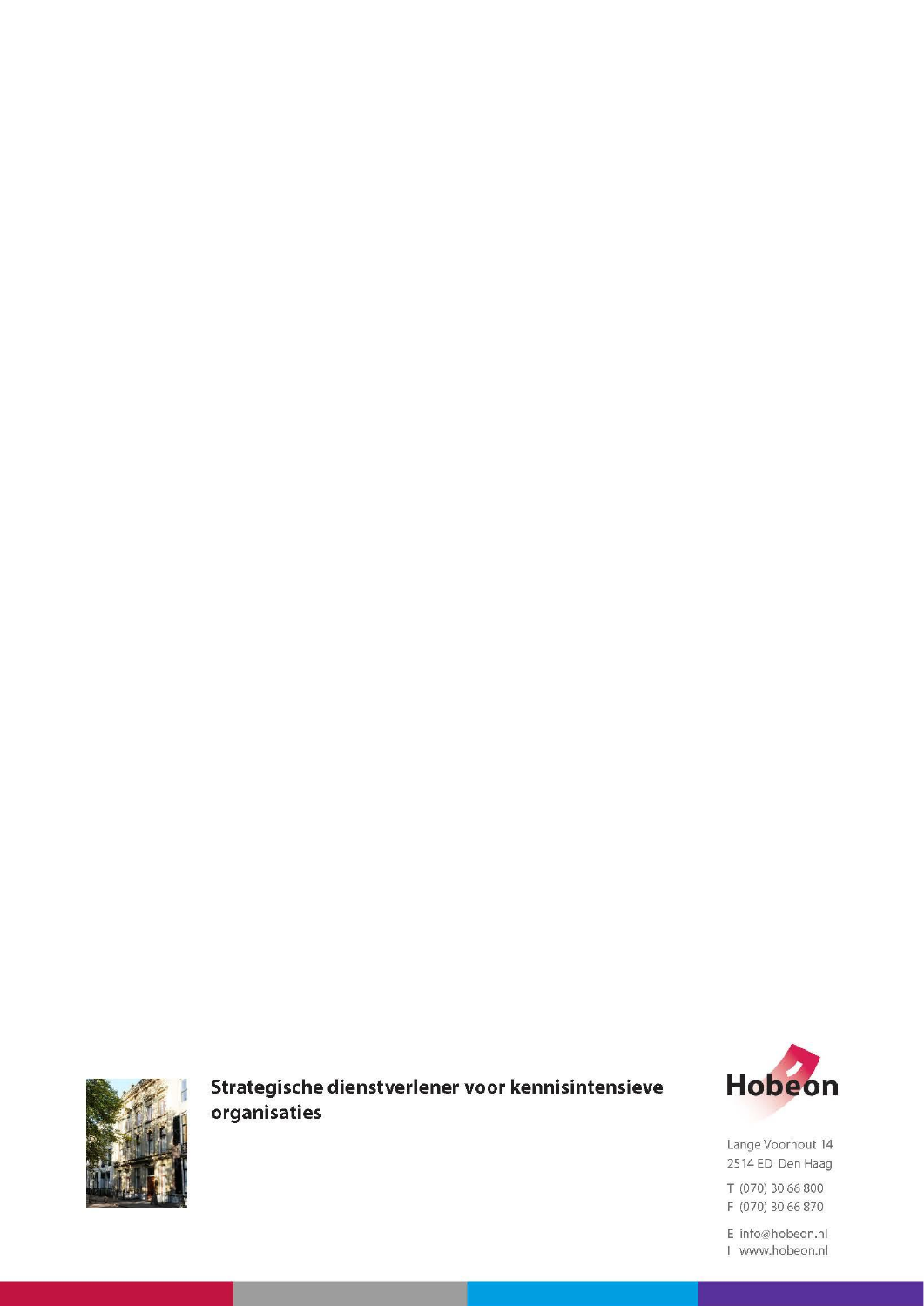**Strategische dienstverlener voor kennisintensieve organisaties**

Hobeon

Lange Voorhout 14
2514 ED Den Haag

T (070) 30 66 800
F (070) 30 66 870

E info@hobeon.nl
I www.hobeon.nl